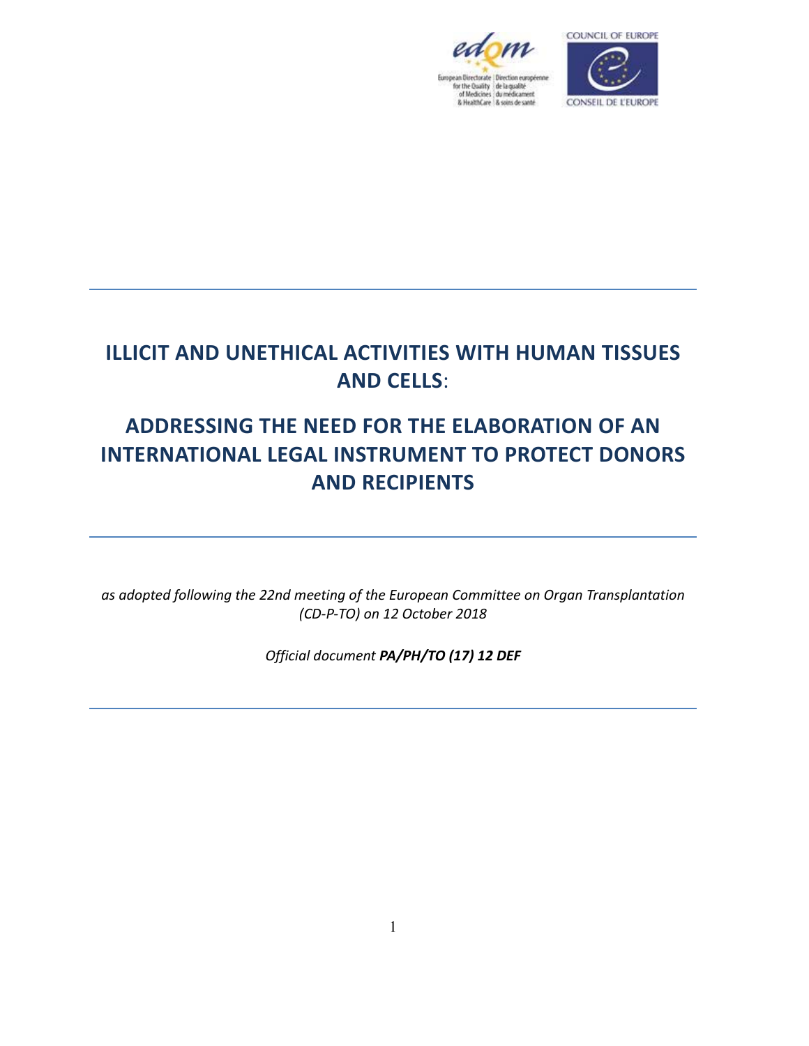# ILLICIT AND UNETHICAL ACTIVITIES WITH HUMAN TISSUES AND CELLS:

# ADDRESSING THE NEED FOR THE ELABORATION OF AN INTERNATIONAL LEGAL INSTRUMENT TO PROTECT DONORS AND RECIPIENTS

*as adopted following the 22nd meeting of the European Committee on Organ Transplantation (CD-P-TO) on 12 October 2018*

*Official document* ***PA/PH/TO (17) 12 DEF***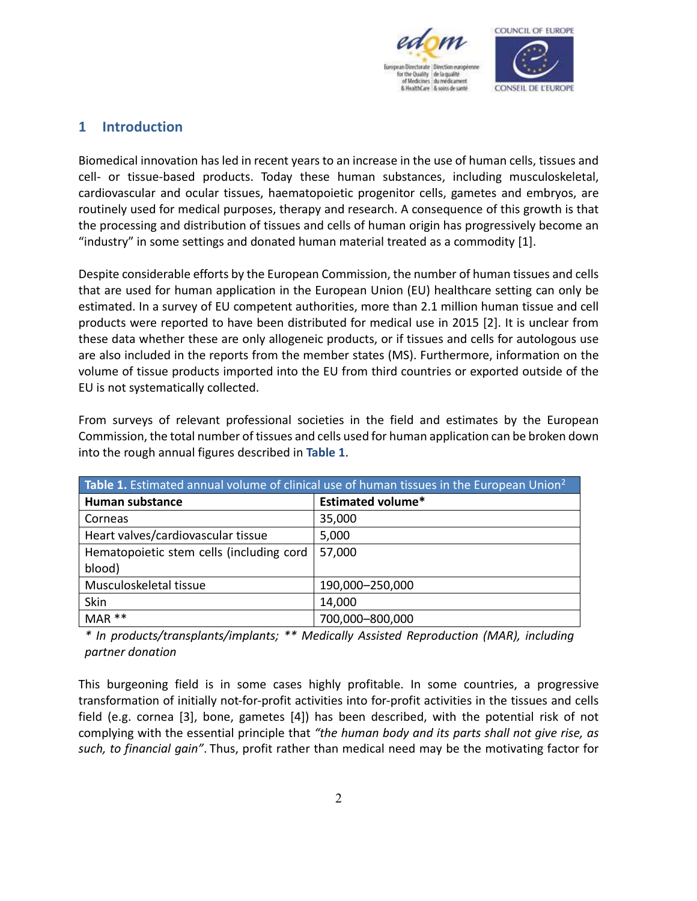## 1 Introduction

Biomedical innovation has led in recent years to an increase in the use of human cells, tissues and cell- or tissue-based products. Today these human substances, including musculoskeletal, cardiovascular and ocular tissues, haematopoietic progenitor cells, gametes and embryos, are routinely used for medical purposes, therapy and research. A consequence of this growth is that the processing and distribution of tissues and cells of human origin has progressively become an "industry" in some settings and donated human material treated as a commodity [1].

Despite considerable efforts by the European Commission, the number of human tissues and cells that are used for human application in the European Union (EU) healthcare setting can only be estimated. In a survey of EU competent authorities, more than 2.1 million human tissue and cell products were reported to have been distributed for medical use in 2015 [2]. It is unclear from these data whether these are only allogeneic products, or if tissues and cells for autologous use are also included in the reports from the member states (MS). Furthermore, information on the volume of tissue products imported into the EU from third countries or exported outside of the EU is not systematically collected.

From surveys of relevant professional societies in the field and estimates by the European Commission, the total number of tissues and cells used for human application can be broken down into the rough annual figures described in **Table 1**.

**Table 1.** Estimated annual volume of clinical use of human tissues in the European Union[2]

| Human substance | Estimated volume* |
|---|---|
| Corneas | 35,000 |
| Heart valves/cardiovascular tissue | 5,000 |
| Hematopoietic stem cells (including cord blood) | 57,000 |
| Musculoskeletal tissue | 190,000–250,000 |
| Skin | 14,000 |
| MAR ** | 700,000–800,000 |

*\* In products/transplants/implants; \*\* Medically Assisted Reproduction (MAR), including partner donation*

This burgeoning field is in some cases highly profitable. In some countries, a progressive transformation of initially not-for-profit activities into for-profit activities in the tissues and cells field (e.g. cornea [3], bone, gametes [4]) has been described, with the potential risk of not complying with the essential principle that *"the human body and its parts shall not give rise, as such, to financial gain"*. Thus, profit rather than medical need may be the motivating factor for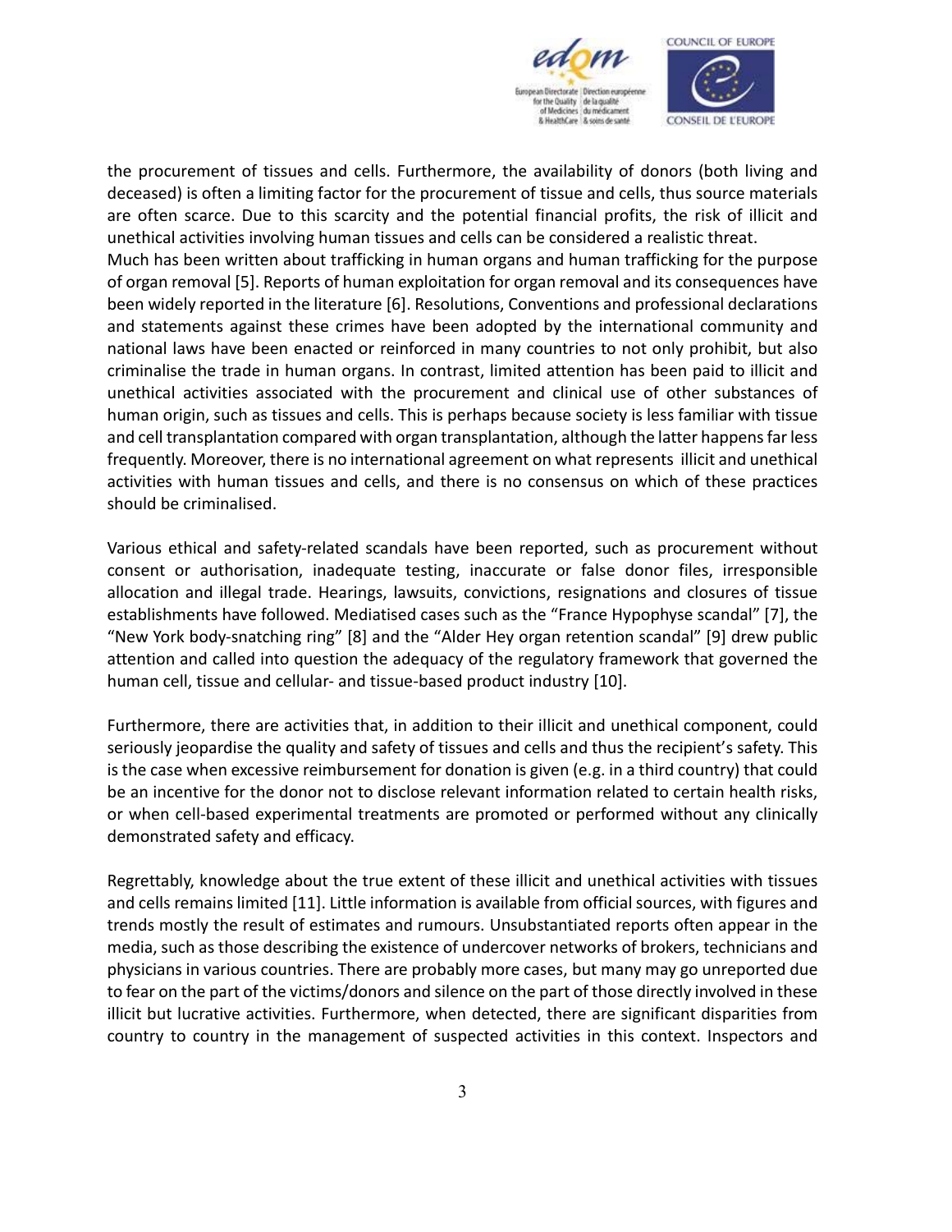the procurement of tissues and cells. Furthermore, the availability of donors (both living and deceased) is often a limiting factor for the procurement of tissue and cells, thus source materials are often scarce. Due to this scarcity and the potential financial profits, the risk of illicit and unethical activities involving human tissues and cells can be considered a realistic threat.

Much has been written about trafficking in human organs and human trafficking for the purpose of organ removal [5]. Reports of human exploitation for organ removal and its consequences have been widely reported in the literature [6]. Resolutions, Conventions and professional declarations and statements against these crimes have been adopted by the international community and national laws have been enacted or reinforced in many countries to not only prohibit, but also criminalise the trade in human organs. In contrast, limited attention has been paid to illicit and unethical activities associated with the procurement and clinical use of other substances of human origin, such as tissues and cells. This is perhaps because society is less familiar with tissue and cell transplantation compared with organ transplantation, although the latter happens far less frequently. Moreover, there is no international agreement on what represents illicit and unethical activities with human tissues and cells, and there is no consensus on which of these practices should be criminalised.

Various ethical and safety-related scandals have been reported, such as procurement without consent or authorisation, inadequate testing, inaccurate or false donor files, irresponsible allocation and illegal trade. Hearings, lawsuits, convictions, resignations and closures of tissue establishments have followed. Mediatised cases such as the "France Hypophyse scandal" [7], the "New York body-snatching ring" [8] and the "Alder Hey organ retention scandal" [9] drew public attention and called into question the adequacy of the regulatory framework that governed the human cell, tissue and cellular- and tissue-based product industry [10].

Furthermore, there are activities that, in addition to their illicit and unethical component, could seriously jeopardise the quality and safety of tissues and cells and thus the recipient's safety. This is the case when excessive reimbursement for donation is given (e.g. in a third country) that could be an incentive for the donor not to disclose relevant information related to certain health risks, or when cell-based experimental treatments are promoted or performed without any clinically demonstrated safety and efficacy.

Regrettably, knowledge about the true extent of these illicit and unethical activities with tissues and cells remains limited [11]. Little information is available from official sources, with figures and trends mostly the result of estimates and rumours. Unsubstantiated reports often appear in the media, such as those describing the existence of undercover networks of brokers, technicians and physicians in various countries. There are probably more cases, but many may go unreported due to fear on the part of the victims/donors and silence on the part of those directly involved in these illicit but lucrative activities. Furthermore, when detected, there are significant disparities from country to country in the management of suspected activities in this context. Inspectors and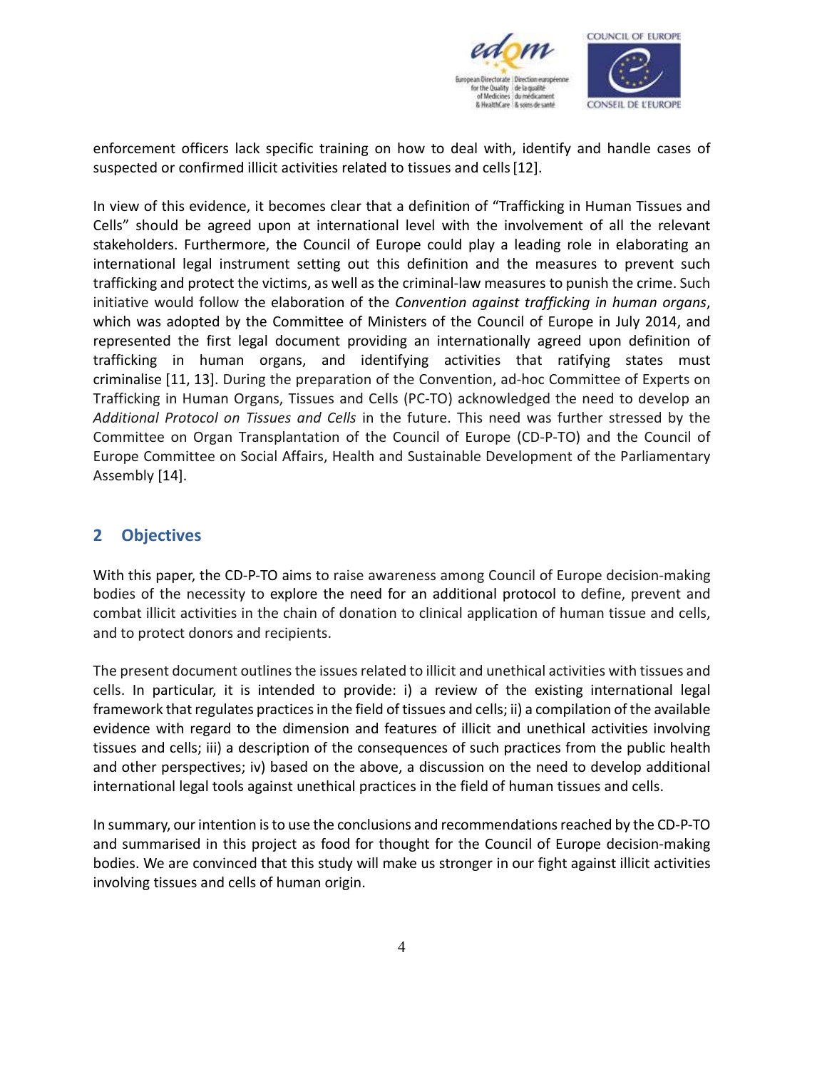enforcement officers lack specific training on how to deal with, identify and handle cases of suspected or confirmed illicit activities related to tissues and cells [12].

In view of this evidence, it becomes clear that a definition of "Trafficking in Human Tissues and Cells" should be agreed upon at international level with the involvement of all the relevant stakeholders. Furthermore, the Council of Europe could play a leading role in elaborating an international legal instrument setting out this definition and the measures to prevent such trafficking and protect the victims, as well as the criminal-law measures to punish the crime. Such initiative would follow the elaboration of the *Convention against trafficking in human organs*, which was adopted by the Committee of Ministers of the Council of Europe in July 2014, and represented the first legal document providing an internationally agreed upon definition of trafficking in human organs, and identifying activities that ratifying states must criminalise [11, 13]. During the preparation of the Convention, ad-hoc Committee of Experts on Trafficking in Human Organs, Tissues and Cells (PC-TO) acknowledged the need to develop an *Additional Protocol on Tissues and Cells* in the future. This need was further stressed by the Committee on Organ Transplantation of the Council of Europe (CD-P-TO) and the Council of Europe Committee on Social Affairs, Health and Sustainable Development of the Parliamentary Assembly [14].

## 2 Objectives

With this paper, the CD-P-TO aims to raise awareness among Council of Europe decision-making bodies of the necessity to explore the need for an additional protocol to define, prevent and combat illicit activities in the chain of donation to clinical application of human tissue and cells, and to protect donors and recipients.

The present document outlines the issues related to illicit and unethical activities with tissues and cells. In particular, it is intended to provide: i) a review of the existing international legal framework that regulates practices in the field of tissues and cells; ii) a compilation of the available evidence with regard to the dimension and features of illicit and unethical activities involving tissues and cells; iii) a description of the consequences of such practices from the public health and other perspectives; iv) based on the above, a discussion on the need to develop additional international legal tools against unethical practices in the field of human tissues and cells.

In summary, our intention is to use the conclusions and recommendations reached by the CD-P-TO and summarised in this project as food for thought for the Council of Europe decision-making bodies. We are convinced that this study will make us stronger in our fight against illicit activities involving tissues and cells of human origin.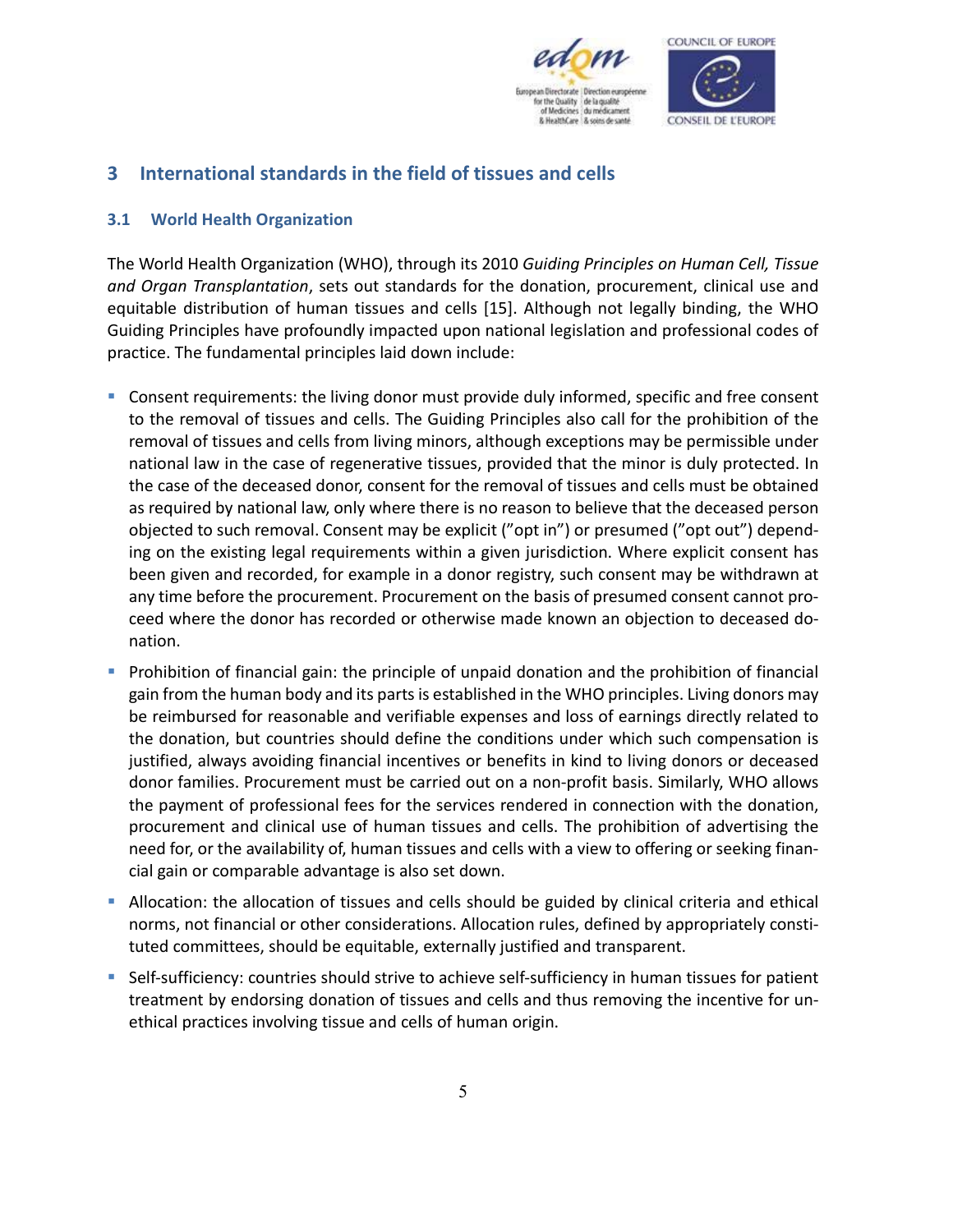## 3 International standards in the field of tissues and cells

### 3.1 World Health Organization

The World Health Organization (WHO), through its 2010 *Guiding Principles on Human Cell, Tissue and Organ Transplantation*, sets out standards for the donation, procurement, clinical use and equitable distribution of human tissues and cells [15]. Although not legally binding, the WHO Guiding Principles have profoundly impacted upon national legislation and professional codes of practice. The fundamental principles laid down include:

- Consent requirements: the living donor must provide duly informed, specific and free consent to the removal of tissues and cells. The Guiding Principles also call for the prohibition of the removal of tissues and cells from living minors, although exceptions may be permissible under national law in the case of regenerative tissues, provided that the minor is duly protected. In the case of the deceased donor, consent for the removal of tissues and cells must be obtained as required by national law, only where there is no reason to believe that the deceased person objected to such removal. Consent may be explicit ("opt in") or presumed ("opt out") depending on the existing legal requirements within a given jurisdiction. Where explicit consent has been given and recorded, for example in a donor registry, such consent may be withdrawn at any time before the procurement. Procurement on the basis of presumed consent cannot proceed where the donor has recorded or otherwise made known an objection to deceased donation.
- Prohibition of financial gain: the principle of unpaid donation and the prohibition of financial gain from the human body and its parts is established in the WHO principles. Living donors may be reimbursed for reasonable and verifiable expenses and loss of earnings directly related to the donation, but countries should define the conditions under which such compensation is justified, always avoiding financial incentives or benefits in kind to living donors or deceased donor families. Procurement must be carried out on a non-profit basis. Similarly, WHO allows the payment of professional fees for the services rendered in connection with the donation, procurement and clinical use of human tissues and cells. The prohibition of advertising the need for, or the availability of, human tissues and cells with a view to offering or seeking financial gain or comparable advantage is also set down.
- Allocation: the allocation of tissues and cells should be guided by clinical criteria and ethical norms, not financial or other considerations. Allocation rules, defined by appropriately constituted committees, should be equitable, externally justified and transparent.
- Self-sufficiency: countries should strive to achieve self-sufficiency in human tissues for patient treatment by endorsing donation of tissues and cells and thus removing the incentive for unethical practices involving tissue and cells of human origin.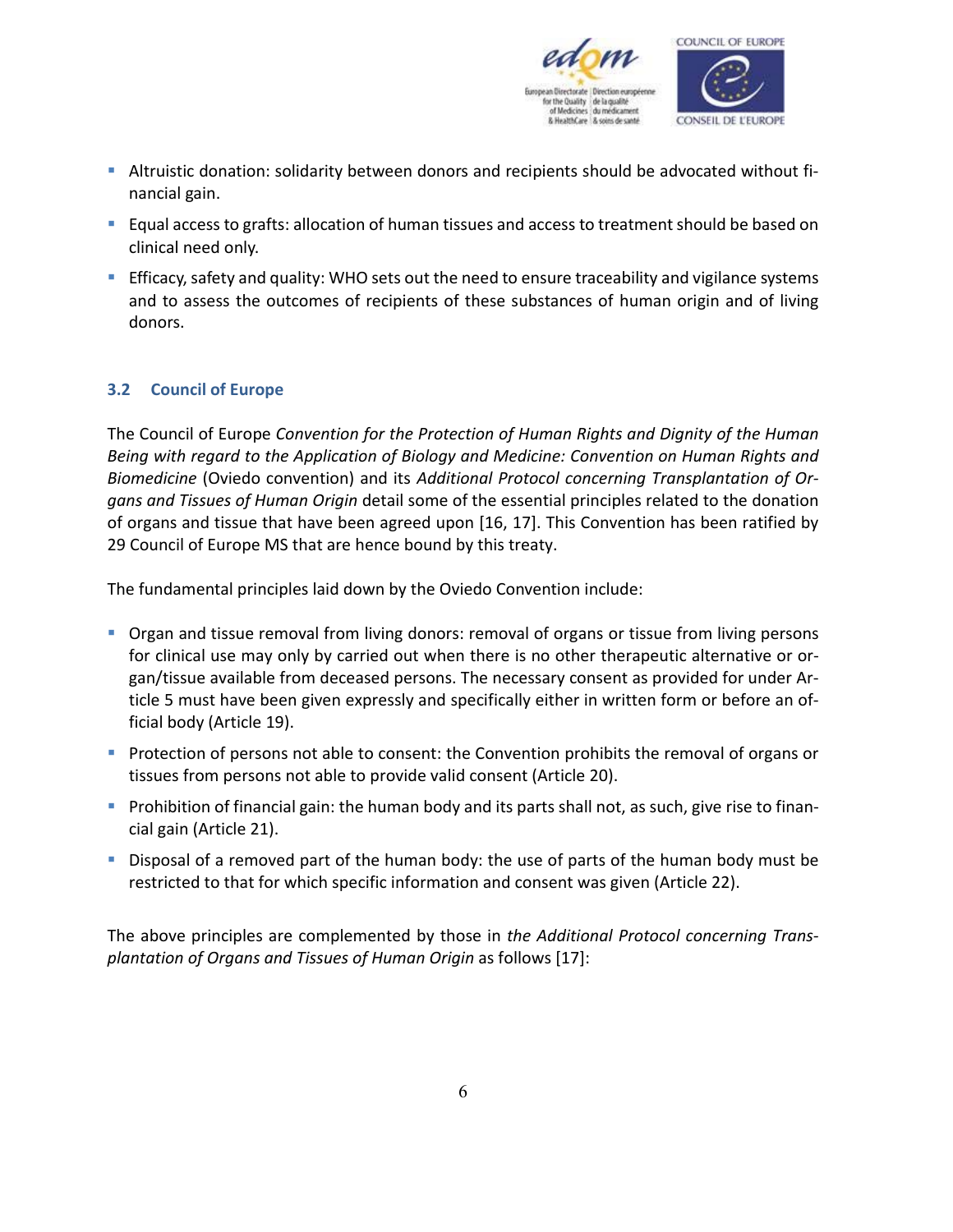- Altruistic donation: solidarity between donors and recipients should be advocated without financial gain.
- Equal access to grafts: allocation of human tissues and access to treatment should be based on clinical need only.
- Efficacy, safety and quality: WHO sets out the need to ensure traceability and vigilance systems and to assess the outcomes of recipients of these substances of human origin and of living donors.

### 3.2 Council of Europe

The Council of Europe *Convention for the Protection of Human Rights and Dignity of the Human Being with regard to the Application of Biology and Medicine: Convention on Human Rights and Biomedicine* (Oviedo convention) and its *Additional Protocol concerning Transplantation of Organs and Tissues of Human Origin* detail some of the essential principles related to the donation of organs and tissue that have been agreed upon [16, 17]. This Convention has been ratified by 29 Council of Europe MS that are hence bound by this treaty.

The fundamental principles laid down by the Oviedo Convention include:

- Organ and tissue removal from living donors: removal of organs or tissue from living persons for clinical use may only by carried out when there is no other therapeutic alternative or organ/tissue available from deceased persons. The necessary consent as provided for under Article 5 must have been given expressly and specifically either in written form or before an official body (Article 19).
- Protection of persons not able to consent: the Convention prohibits the removal of organs or tissues from persons not able to provide valid consent (Article 20).
- Prohibition of financial gain: the human body and its parts shall not, as such, give rise to financial gain (Article 21).
- Disposal of a removed part of the human body: the use of parts of the human body must be restricted to that for which specific information and consent was given (Article 22).

The above principles are complemented by those in *the Additional Protocol concerning Transplantation of Organs and Tissues of Human Origin* as follows [17]: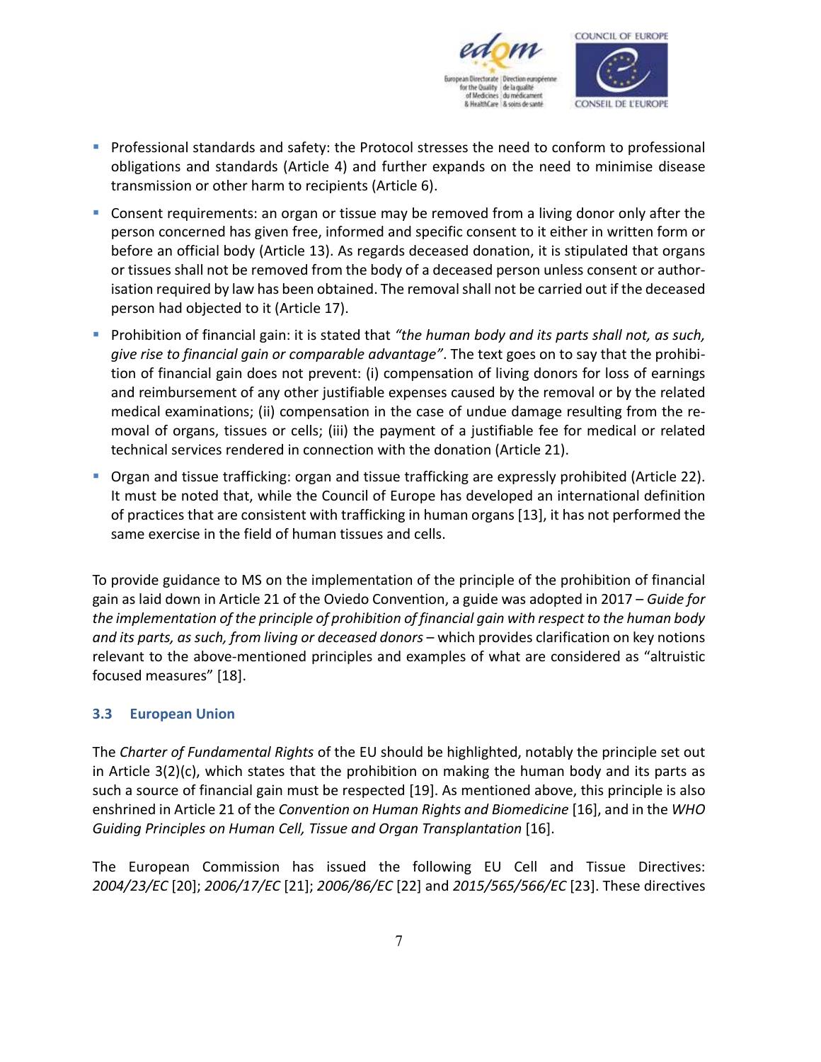- Professional standards and safety: the Protocol stresses the need to conform to professional obligations and standards (Article 4) and further expands on the need to minimise disease transmission or other harm to recipients (Article 6).
- Consent requirements: an organ or tissue may be removed from a living donor only after the person concerned has given free, informed and specific consent to it either in written form or before an official body (Article 13). As regards deceased donation, it is stipulated that organs or tissues shall not be removed from the body of a deceased person unless consent or authorisation required by law has been obtained. The removal shall not be carried out if the deceased person had objected to it (Article 17).
- Prohibition of financial gain: it is stated that *"the human body and its parts shall not, as such, give rise to financial gain or comparable advantage"*. The text goes on to say that the prohibition of financial gain does not prevent: (i) compensation of living donors for loss of earnings and reimbursement of any other justifiable expenses caused by the removal or by the related medical examinations; (ii) compensation in the case of undue damage resulting from the removal of organs, tissues or cells; (iii) the payment of a justifiable fee for medical or related technical services rendered in connection with the donation (Article 21).
- Organ and tissue trafficking: organ and tissue trafficking are expressly prohibited (Article 22). It must be noted that, while the Council of Europe has developed an international definition of practices that are consistent with trafficking in human organs [13], it has not performed the same exercise in the field of human tissues and cells.

To provide guidance to MS on the implementation of the principle of the prohibition of financial gain as laid down in Article 21 of the Oviedo Convention, a guide was adopted in 2017 – *Guide for the implementation of the principle of prohibition of financial gain with respect to the human body and its parts, as such, from living or deceased donors* – which provides clarification on key notions relevant to the above-mentioned principles and examples of what are considered as "altruistic focused measures" [18].

### 3.3 European Union

The *Charter of Fundamental Rights* of the EU should be highlighted, notably the principle set out in Article 3(2)(c), which states that the prohibition on making the human body and its parts as such a source of financial gain must be respected [19]. As mentioned above, this principle is also enshrined in Article 21 of the *Convention on Human Rights and Biomedicine* [16], and in the *WHO Guiding Principles on Human Cell, Tissue and Organ Transplantation* [16].

The European Commission has issued the following EU Cell and Tissue Directives: *2004/23/EC* [20]; *2006/17/EC* [21]; *2006/86/EC* [22] and *2015/565/566/EC* [23]. These directives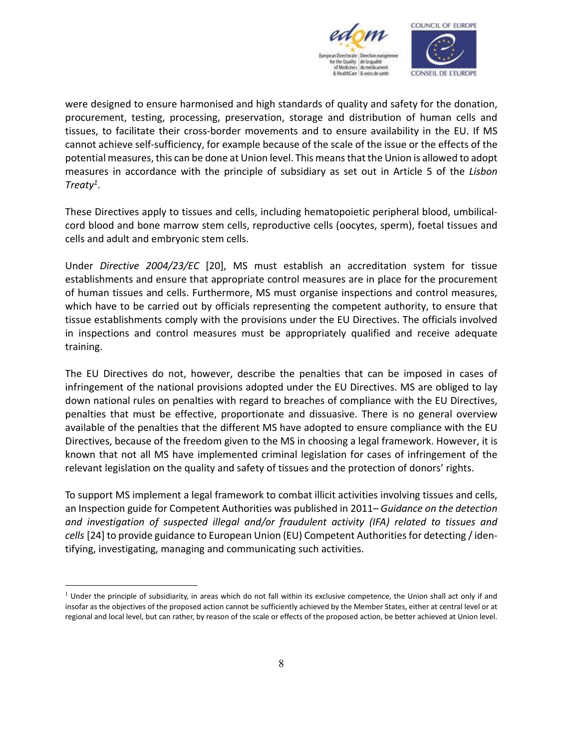were designed to ensure harmonised and high standards of quality and safety for the donation, procurement, testing, processing, preservation, storage and distribution of human cells and tissues, to facilitate their cross-border movements and to ensure availability in the EU. If MS cannot achieve self-sufficiency, for example because of the scale of the issue or the effects of the potential measures, this can be done at Union level. This means that the Union is allowed to adopt measures in accordance with the principle of subsidiary as set out in Article 5 of the *Lisbon Treaty*[1].

These Directives apply to tissues and cells, including hematopoietic peripheral blood, umbilical-cord blood and bone marrow stem cells, reproductive cells (oocytes, sperm), foetal tissues and cells and adult and embryonic stem cells.

Under *Directive 2004/23/EC* [20], MS must establish an accreditation system for tissue establishments and ensure that appropriate control measures are in place for the procurement of human tissues and cells. Furthermore, MS must organise inspections and control measures, which have to be carried out by officials representing the competent authority, to ensure that tissue establishments comply with the provisions under the EU Directives. The officials involved in inspections and control measures must be appropriately qualified and receive adequate training.

The EU Directives do not, however, describe the penalties that can be imposed in cases of infringement of the national provisions adopted under the EU Directives. MS are obliged to lay down national rules on penalties with regard to breaches of compliance with the EU Directives, penalties that must be effective, proportionate and dissuasive. There is no general overview available of the penalties that the different MS have adopted to ensure compliance with the EU Directives, because of the freedom given to the MS in choosing a legal framework. However, it is known that not all MS have implemented criminal legislation for cases of infringement of the relevant legislation on the quality and safety of tissues and the protection of donors' rights.

To support MS implement a legal framework to combat illicit activities involving tissues and cells, an Inspection guide for Competent Authorities was published in 2011– *Guidance on the detection and investigation of suspected illegal and/or fraudulent activity (IFA) related to tissues and cells* [24] to provide guidance to European Union (EU) Competent Authorities for detecting / identifying, investigating, managing and communicating such activities.

---

[1] Under the principle of subsidiarity, in areas which do not fall within its exclusive competence, the Union shall act only if and insofar as the objectives of the proposed action cannot be sufficiently achieved by the Member States, either at central level or at regional and local level, but can rather, by reason of the scale or effects of the proposed action, be better achieved at Union level.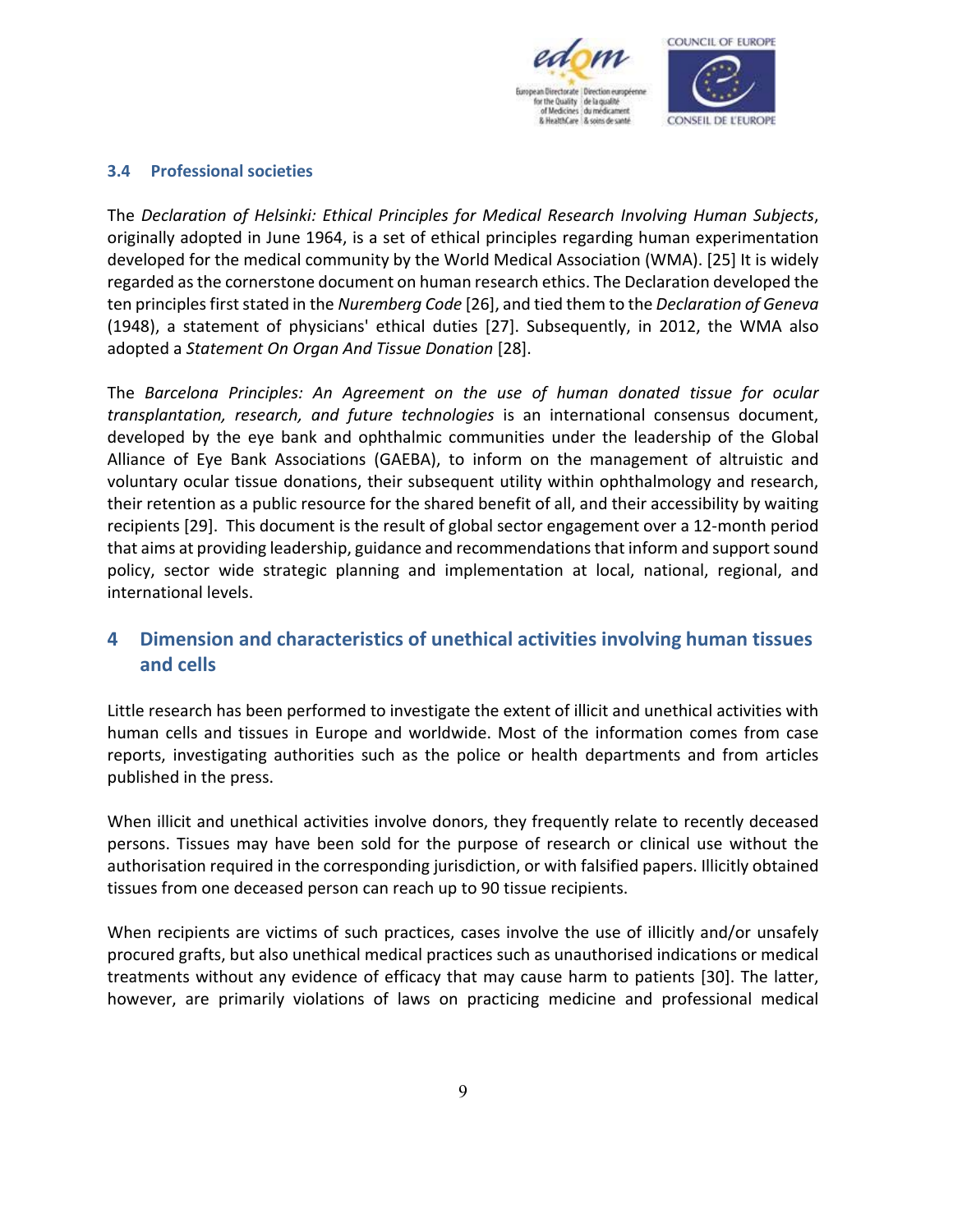### 3.4 Professional societies

The *Declaration of Helsinki: Ethical Principles for Medical Research Involving Human Subjects*, originally adopted in June 1964, is a set of ethical principles regarding human experimentation developed for the medical community by the World Medical Association (WMA). [25] It is widely regarded as the cornerstone document on human research ethics. The Declaration developed the ten principles first stated in the *Nuremberg Code* [26], and tied them to the *Declaration of Geneva* (1948), a statement of physicians' ethical duties [27]. Subsequently, in 2012, the WMA also adopted a *Statement On Organ And Tissue Donation* [28].

The *Barcelona Principles: An Agreement on the use of human donated tissue for ocular transplantation, research, and future technologies* is an international consensus document, developed by the eye bank and ophthalmic communities under the leadership of the Global Alliance of Eye Bank Associations (GAEBA), to inform on the management of altruistic and voluntary ocular tissue donations, their subsequent utility within ophthalmology and research, their retention as a public resource for the shared benefit of all, and their accessibility by waiting recipients [29]. This document is the result of global sector engagement over a 12-month period that aims at providing leadership, guidance and recommendations that inform and support sound policy, sector wide strategic planning and implementation at local, national, regional, and international levels.

## 4 Dimension and characteristics of unethical activities involving human tissues and cells

Little research has been performed to investigate the extent of illicit and unethical activities with human cells and tissues in Europe and worldwide. Most of the information comes from case reports, investigating authorities such as the police or health departments and from articles published in the press.

When illicit and unethical activities involve donors, they frequently relate to recently deceased persons. Tissues may have been sold for the purpose of research or clinical use without the authorisation required in the corresponding jurisdiction, or with falsified papers. Illicitly obtained tissues from one deceased person can reach up to 90 tissue recipients.

When recipients are victims of such practices, cases involve the use of illicitly and/or unsafely procured grafts, but also unethical medical practices such as unauthorised indications or medical treatments without any evidence of efficacy that may cause harm to patients [30]. The latter, however, are primarily violations of laws on practicing medicine and professional medical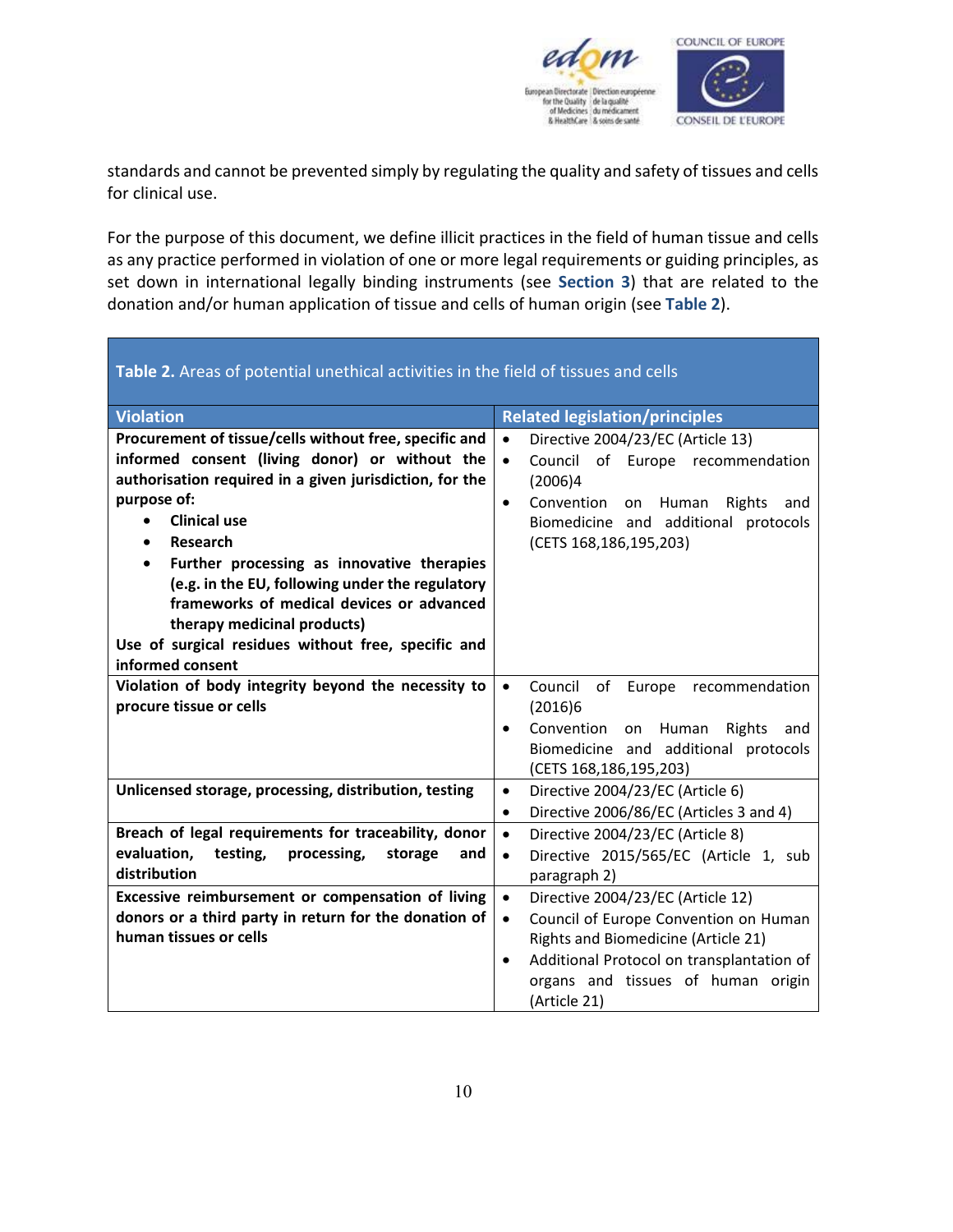standards and cannot be prevented simply by regulating the quality and safety of tissues and cells for clinical use.

For the purpose of this document, we define illicit practices in the field of human tissue and cells as any practice performed in violation of one or more legal requirements or guiding principles, as set down in international legally binding instruments (see **Section 3**) that are related to the donation and/or human application of tissue and cells of human origin (see **Table 2**).

**Table 2.** Areas of potential unethical activities in the field of tissues and cells

| Violation | Related legislation/principles |
|---|---|
| **Procurement of tissue/cells without free, specific and informed consent (living donor) or without the authorisation required in a given jurisdiction, for the purpose of:**<br>• **Clinical use**<br>• **Research**<br>• **Further processing as innovative therapies (e.g. in the EU, following under the regulatory frameworks of medical devices or advanced therapy medicinal products)**<br>**Use of surgical residues without free, specific and informed consent** | • Directive 2004/23/EC (Article 13)<br>• Council of Europe recommendation (2006)4<br>• Convention on Human Rights and Biomedicine and additional protocols (CETS 168,186,195,203) |
| **Violation of body integrity beyond the necessity to procure tissue or cells** | • Council of Europe recommendation (2016)6<br>• Convention on Human Rights and Biomedicine and additional protocols (CETS 168,186,195,203) |
| **Unlicensed storage, processing, distribution, testing** | • Directive 2004/23/EC (Article 6)<br>• Directive 2006/86/EC (Articles 3 and 4) |
| **Breach of legal requirements for traceability, donor evaluation, testing, processing, storage and distribution** | • Directive 2004/23/EC (Article 8)<br>• Directive 2015/565/EC (Article 1, sub paragraph 2) |
| **Excessive reimbursement or compensation of living donors or a third party in return for the donation of human tissues or cells** | • Directive 2004/23/EC (Article 12)<br>• Council of Europe Convention on Human Rights and Biomedicine (Article 21)<br>• Additional Protocol on transplantation of organs and tissues of human origin (Article 21) |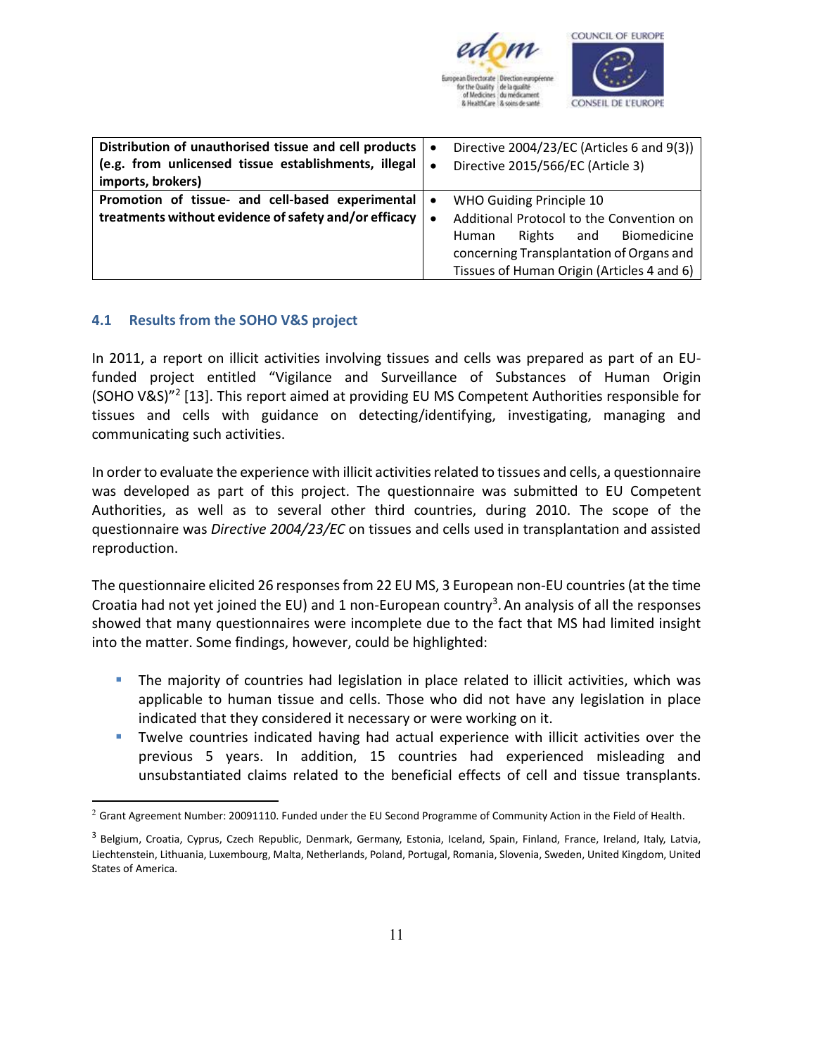| Distribution of unauthorised tissue and cell products (e.g. from unlicensed tissue establishments, illegal imports, brokers) | • Directive 2004/23/EC (Articles 6 and 9(3))<br>• Directive 2015/566/EC (Article 3) |
|---|---|
| **Promotion of tissue- and cell-based experimental treatments without evidence of safety and/or efficacy** | • WHO Guiding Principle 10<br>• Additional Protocol to the Convention on Human Rights and Biomedicine concerning Transplantation of Organs and Tissues of Human Origin (Articles 4 and 6) |

### 4.1 Results from the SOHO V&S project

In 2011, a report on illicit activities involving tissues and cells was prepared as part of an EU-funded project entitled "Vigilance and Surveillance of Substances of Human Origin (SOHO V&S)"[2] [13]. This report aimed at providing EU MS Competent Authorities responsible for tissues and cells with guidance on detecting/identifying, investigating, managing and communicating such activities.

In order to evaluate the experience with illicit activities related to tissues and cells, a questionnaire was developed as part of this project. The questionnaire was submitted to EU Competent Authorities, as well as to several other third countries, during 2010. The scope of the questionnaire was *Directive 2004/23/EC* on tissues and cells used in transplantation and assisted reproduction.

The questionnaire elicited 26 responses from 22 EU MS, 3 European non-EU countries (at the time Croatia had not yet joined the EU) and 1 non-European country[3]. An analysis of all the responses showed that many questionnaires were incomplete due to the fact that MS had limited insight into the matter. Some findings, however, could be highlighted:

- The majority of countries had legislation in place related to illicit activities, which was applicable to human tissue and cells. Those who did not have any legislation in place indicated that they considered it necessary or were working on it.
- Twelve countries indicated having had actual experience with illicit activities over the previous 5 years. In addition, 15 countries had experienced misleading and unsubstantiated claims related to the beneficial effects of cell and tissue transplants.

[2] Grant Agreement Number: 20091110. Funded under the EU Second Programme of Community Action in the Field of Health.

[3] Belgium, Croatia, Cyprus, Czech Republic, Denmark, Germany, Estonia, Iceland, Spain, Finland, France, Ireland, Italy, Latvia, Liechtenstein, Lithuania, Luxembourg, Malta, Netherlands, Poland, Portugal, Romania, Slovenia, Sweden, United Kingdom, United States of America.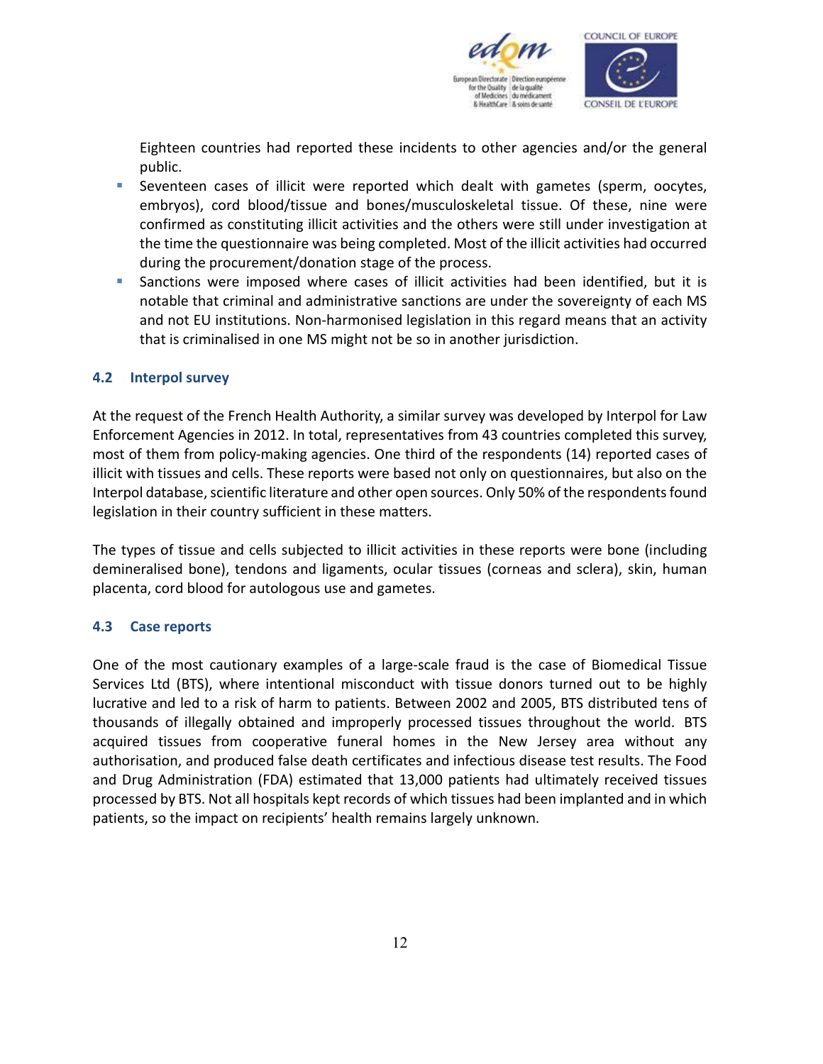Eighteen countries had reported these incidents to other agencies and/or the general public.

- Seventeen cases of illicit were reported which dealt with gametes (sperm, oocytes, embryos), cord blood/tissue and bones/musculoskeletal tissue. Of these, nine were confirmed as constituting illicit activities and the others were still under investigation at the time the questionnaire was being completed. Most of the illicit activities had occurred during the procurement/donation stage of the process.
- Sanctions were imposed where cases of illicit activities had been identified, but it is notable that criminal and administrative sanctions are under the sovereignty of each MS and not EU institutions. Non-harmonised legislation in this regard means that an activity that is criminalised in one MS might not be so in another jurisdiction.

### 4.2 Interpol survey

At the request of the French Health Authority, a similar survey was developed by Interpol for Law Enforcement Agencies in 2012. In total, representatives from 43 countries completed this survey, most of them from policy-making agencies. One third of the respondents (14) reported cases of illicit with tissues and cells. These reports were based not only on questionnaires, but also on the Interpol database, scientific literature and other open sources. Only 50% of the respondents found legislation in their country sufficient in these matters.

The types of tissue and cells subjected to illicit activities in these reports were bone (including demineralised bone), tendons and ligaments, ocular tissues (corneas and sclera), skin, human placenta, cord blood for autologous use and gametes.

### 4.3 Case reports

One of the most cautionary examples of a large-scale fraud is the case of Biomedical Tissue Services Ltd (BTS), where intentional misconduct with tissue donors turned out to be highly lucrative and led to a risk of harm to patients. Between 2002 and 2005, BTS distributed tens of thousands of illegally obtained and improperly processed tissues throughout the world. BTS acquired tissues from cooperative funeral homes in the New Jersey area without any authorisation, and produced false death certificates and infectious disease test results. The Food and Drug Administration (FDA) estimated that 13,000 patients had ultimately received tissues processed by BTS. Not all hospitals kept records of which tissues had been implanted and in which patients, so the impact on recipients' health remains largely unknown.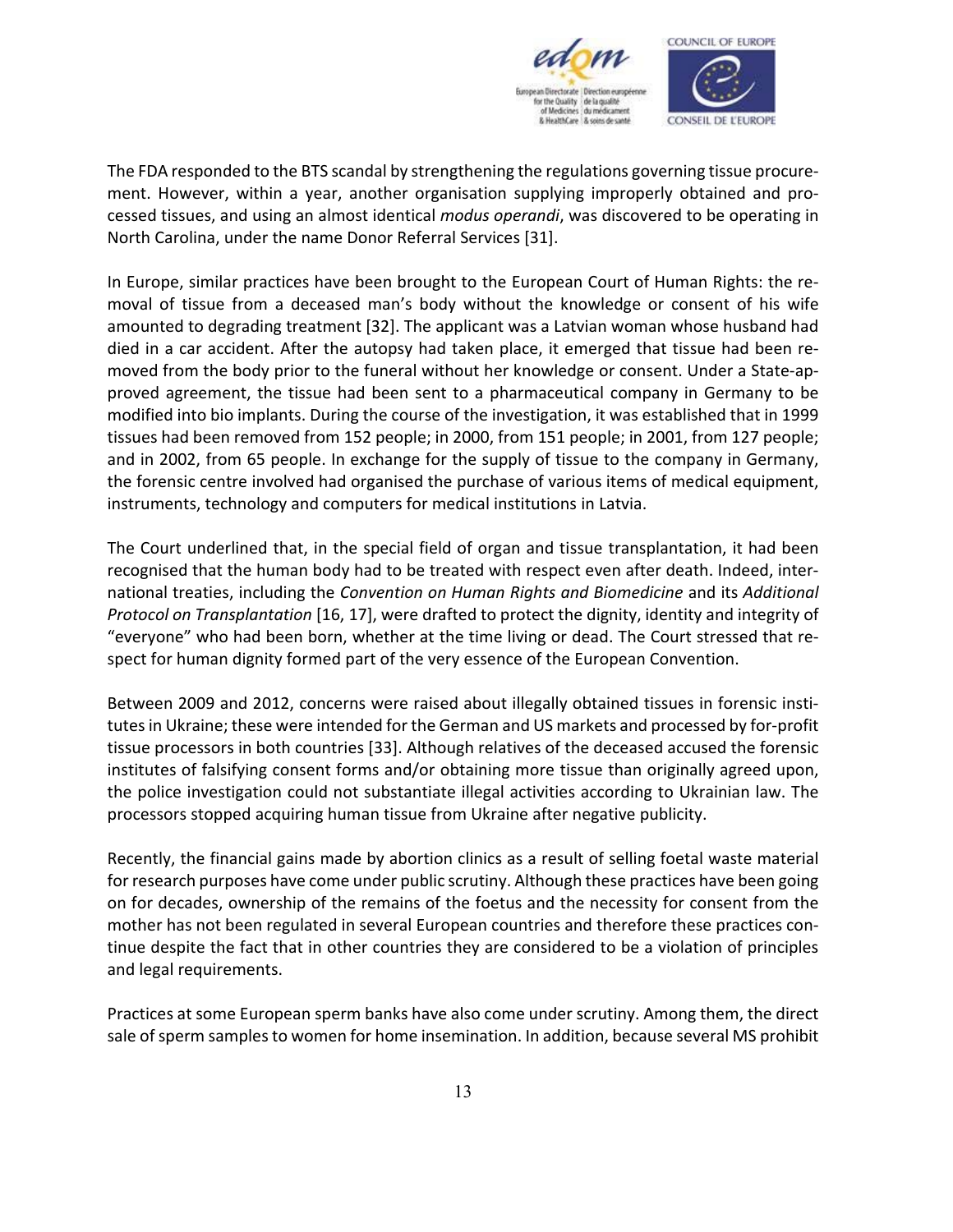The FDA responded to the BTS scandal by strengthening the regulations governing tissue procurement. However, within a year, another organisation supplying improperly obtained and processed tissues, and using an almost identical *modus operandi*, was discovered to be operating in North Carolina, under the name Donor Referral Services [31].

In Europe, similar practices have been brought to the European Court of Human Rights: the removal of tissue from a deceased man's body without the knowledge or consent of his wife amounted to degrading treatment [32]. The applicant was a Latvian woman whose husband had died in a car accident. After the autopsy had taken place, it emerged that tissue had been removed from the body prior to the funeral without her knowledge or consent. Under a State-approved agreement, the tissue had been sent to a pharmaceutical company in Germany to be modified into bio implants. During the course of the investigation, it was established that in 1999 tissues had been removed from 152 people; in 2000, from 151 people; in 2001, from 127 people; and in 2002, from 65 people. In exchange for the supply of tissue to the company in Germany, the forensic centre involved had organised the purchase of various items of medical equipment, instruments, technology and computers for medical institutions in Latvia.

The Court underlined that, in the special field of organ and tissue transplantation, it had been recognised that the human body had to be treated with respect even after death. Indeed, international treaties, including the *Convention on Human Rights and Biomedicine* and its *Additional Protocol on Transplantation* [16, 17], were drafted to protect the dignity, identity and integrity of "everyone" who had been born, whether at the time living or dead. The Court stressed that respect for human dignity formed part of the very essence of the European Convention.

Between 2009 and 2012, concerns were raised about illegally obtained tissues in forensic institutes in Ukraine; these were intended for the German and US markets and processed by for-profit tissue processors in both countries [33]. Although relatives of the deceased accused the forensic institutes of falsifying consent forms and/or obtaining more tissue than originally agreed upon, the police investigation could not substantiate illegal activities according to Ukrainian law. The processors stopped acquiring human tissue from Ukraine after negative publicity.

Recently, the financial gains made by abortion clinics as a result of selling foetal waste material for research purposes have come under public scrutiny. Although these practices have been going on for decades, ownership of the remains of the foetus and the necessity for consent from the mother has not been regulated in several European countries and therefore these practices continue despite the fact that in other countries they are considered to be a violation of principles and legal requirements.

Practices at some European sperm banks have also come under scrutiny. Among them, the direct sale of sperm samples to women for home insemination. In addition, because several MS prohibit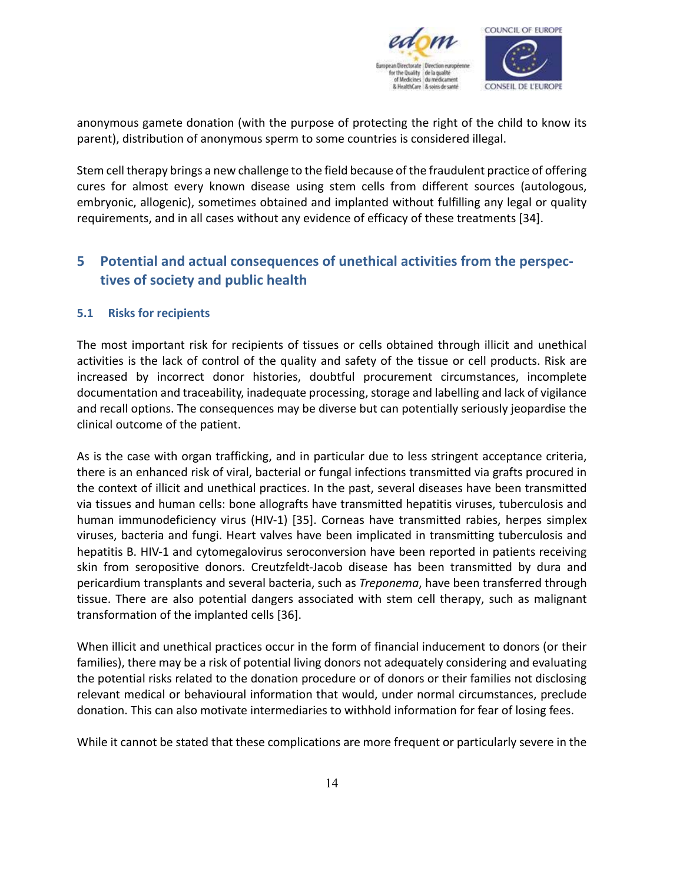anonymous gamete donation (with the purpose of protecting the right of the child to know its parent), distribution of anonymous sperm to some countries is considered illegal.

Stem cell therapy brings a new challenge to the field because of the fraudulent practice of offering cures for almost every known disease using stem cells from different sources (autologous, embryonic, allogenic), sometimes obtained and implanted without fulfilling any legal or quality requirements, and in all cases without any evidence of efficacy of these treatments [34].

## 5 Potential and actual consequences of unethical activities from the perspectives of society and public health

### 5.1 Risks for recipients

The most important risk for recipients of tissues or cells obtained through illicit and unethical activities is the lack of control of the quality and safety of the tissue or cell products. Risk are increased by incorrect donor histories, doubtful procurement circumstances, incomplete documentation and traceability, inadequate processing, storage and labelling and lack of vigilance and recall options. The consequences may be diverse but can potentially seriously jeopardise the clinical outcome of the patient.

As is the case with organ trafficking, and in particular due to less stringent acceptance criteria, there is an enhanced risk of viral, bacterial or fungal infections transmitted via grafts procured in the context of illicit and unethical practices. In the past, several diseases have been transmitted via tissues and human cells: bone allografts have transmitted hepatitis viruses, tuberculosis and human immunodeficiency virus (HIV-1) [35]. Corneas have transmitted rabies, herpes simplex viruses, bacteria and fungi. Heart valves have been implicated in transmitting tuberculosis and hepatitis B. HIV-1 and cytomegalovirus seroconversion have been reported in patients receiving skin from seropositive donors. Creutzfeldt-Jacob disease has been transmitted by dura and pericardium transplants and several bacteria, such as *Treponema*, have been transferred through tissue. There are also potential dangers associated with stem cell therapy, such as malignant transformation of the implanted cells [36].

When illicit and unethical practices occur in the form of financial inducement to donors (or their families), there may be a risk of potential living donors not adequately considering and evaluating the potential risks related to the donation procedure or of donors or their families not disclosing relevant medical or behavioural information that would, under normal circumstances, preclude donation. This can also motivate intermediaries to withhold information for fear of losing fees.

While it cannot be stated that these complications are more frequent or particularly severe in the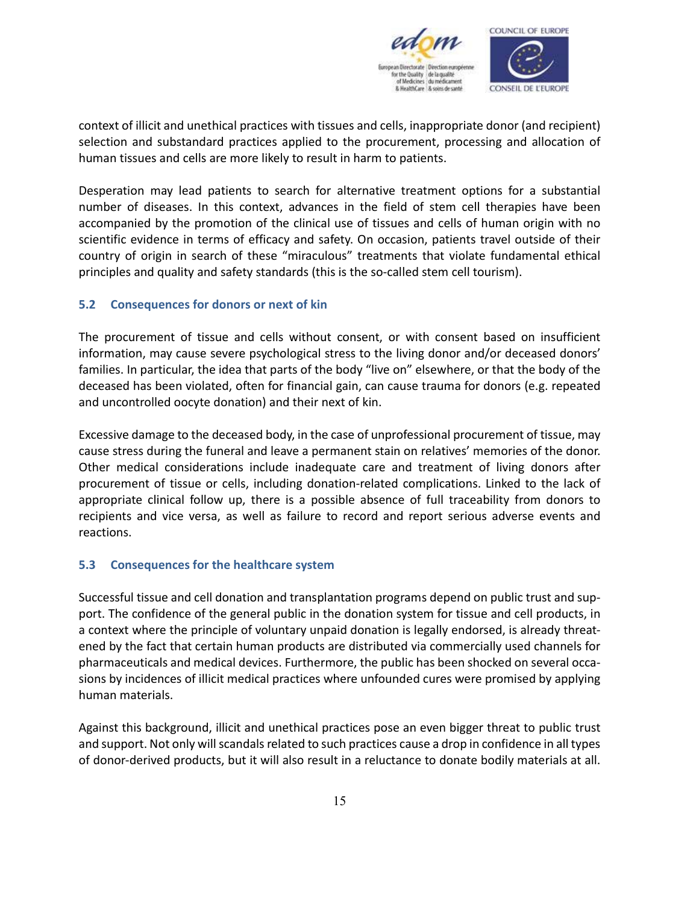context of illicit and unethical practices with tissues and cells, inappropriate donor (and recipient) selection and substandard practices applied to the procurement, processing and allocation of human tissues and cells are more likely to result in harm to patients.

Desperation may lead patients to search for alternative treatment options for a substantial number of diseases. In this context, advances in the field of stem cell therapies have been accompanied by the promotion of the clinical use of tissues and cells of human origin with no scientific evidence in terms of efficacy and safety. On occasion, patients travel outside of their country of origin in search of these "miraculous" treatments that violate fundamental ethical principles and quality and safety standards (this is the so-called stem cell tourism).

### 5.2 Consequences for donors or next of kin

The procurement of tissue and cells without consent, or with consent based on insufficient information, may cause severe psychological stress to the living donor and/or deceased donors' families. In particular, the idea that parts of the body "live on" elsewhere, or that the body of the deceased has been violated, often for financial gain, can cause trauma for donors (e.g. repeated and uncontrolled oocyte donation) and their next of kin.

Excessive damage to the deceased body, in the case of unprofessional procurement of tissue, may cause stress during the funeral and leave a permanent stain on relatives' memories of the donor. Other medical considerations include inadequate care and treatment of living donors after procurement of tissue or cells, including donation-related complications. Linked to the lack of appropriate clinical follow up, there is a possible absence of full traceability from donors to recipients and vice versa, as well as failure to record and report serious adverse events and reactions.

### 5.3 Consequences for the healthcare system

Successful tissue and cell donation and transplantation programs depend on public trust and support. The confidence of the general public in the donation system for tissue and cell products, in a context where the principle of voluntary unpaid donation is legally endorsed, is already threatened by the fact that certain human products are distributed via commercially used channels for pharmaceuticals and medical devices. Furthermore, the public has been shocked on several occasions by incidences of illicit medical practices where unfounded cures were promised by applying human materials.

Against this background, illicit and unethical practices pose an even bigger threat to public trust and support. Not only will scandals related to such practices cause a drop in confidence in all types of donor-derived products, but it will also result in a reluctance to donate bodily materials at all.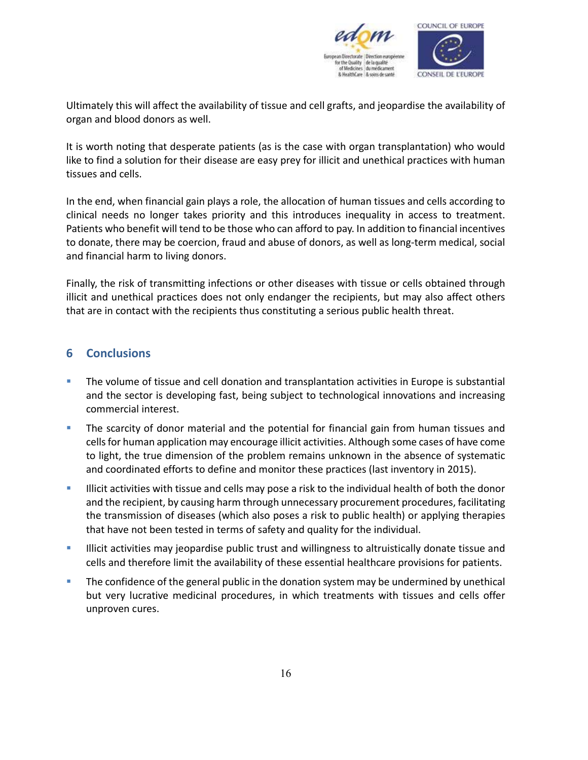Ultimately this will affect the availability of tissue and cell grafts, and jeopardise the availability of organ and blood donors as well.

It is worth noting that desperate patients (as is the case with organ transplantation) who would like to find a solution for their disease are easy prey for illicit and unethical practices with human tissues and cells.

In the end, when financial gain plays a role, the allocation of human tissues and cells according to clinical needs no longer takes priority and this introduces inequality in access to treatment. Patients who benefit will tend to be those who can afford to pay. In addition to financial incentives to donate, there may be coercion, fraud and abuse of donors, as well as long-term medical, social and financial harm to living donors.

Finally, the risk of transmitting infections or other diseases with tissue or cells obtained through illicit and unethical practices does not only endanger the recipients, but may also affect others that are in contact with the recipients thus constituting a serious public health threat.

## 6 Conclusions

- The volume of tissue and cell donation and transplantation activities in Europe is substantial and the sector is developing fast, being subject to technological innovations and increasing commercial interest.
- The scarcity of donor material and the potential for financial gain from human tissues and cells for human application may encourage illicit activities. Although some cases of have come to light, the true dimension of the problem remains unknown in the absence of systematic and coordinated efforts to define and monitor these practices (last inventory in 2015).
- Illicit activities with tissue and cells may pose a risk to the individual health of both the donor and the recipient, by causing harm through unnecessary procurement procedures, facilitating the transmission of diseases (which also poses a risk to public health) or applying therapies that have not been tested in terms of safety and quality for the individual.
- Illicit activities may jeopardise public trust and willingness to altruistically donate tissue and cells and therefore limit the availability of these essential healthcare provisions for patients.
- The confidence of the general public in the donation system may be undermined by unethical but very lucrative medicinal procedures, in which treatments with tissues and cells offer unproven cures.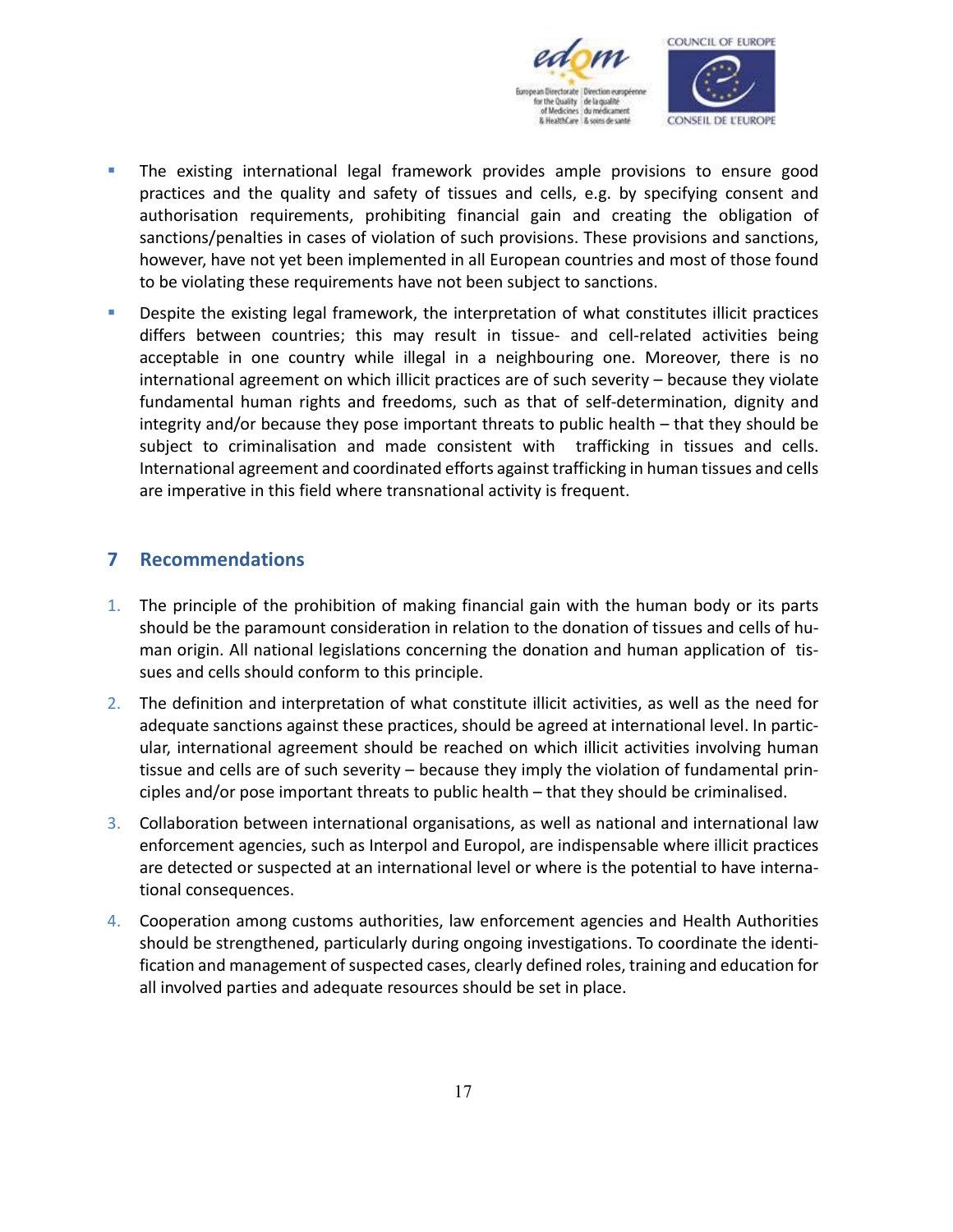- The existing international legal framework provides ample provisions to ensure good practices and the quality and safety of tissues and cells, e.g. by specifying consent and authorisation requirements, prohibiting financial gain and creating the obligation of sanctions/penalties in cases of violation of such provisions. These provisions and sanctions, however, have not yet been implemented in all European countries and most of those found to be violating these requirements have not been subject to sanctions.
- Despite the existing legal framework, the interpretation of what constitutes illicit practices differs between countries; this may result in tissue- and cell-related activities being acceptable in one country while illegal in a neighbouring one. Moreover, there is no international agreement on which illicit practices are of such severity – because they violate fundamental human rights and freedoms, such as that of self-determination, dignity and integrity and/or because they pose important threats to public health – that they should be subject to criminalisation and made consistent with trafficking in tissues and cells. International agreement and coordinated efforts against trafficking in human tissues and cells are imperative in this field where transnational activity is frequent.

## 7 Recommendations

1. The principle of the prohibition of making financial gain with the human body or its parts should be the paramount consideration in relation to the donation of tissues and cells of human origin. All national legislations concerning the donation and human application of tissues and cells should conform to this principle.
2. The definition and interpretation of what constitute illicit activities, as well as the need for adequate sanctions against these practices, should be agreed at international level. In particular, international agreement should be reached on which illicit activities involving human tissue and cells are of such severity – because they imply the violation of fundamental principles and/or pose important threats to public health – that they should be criminalised.
3. Collaboration between international organisations, as well as national and international law enforcement agencies, such as Interpol and Europol, are indispensable where illicit practices are detected or suspected at an international level or where is the potential to have international consequences.
4. Cooperation among customs authorities, law enforcement agencies and Health Authorities should be strengthened, particularly during ongoing investigations. To coordinate the identification and management of suspected cases, clearly defined roles, training and education for all involved parties and adequate resources should be set in place.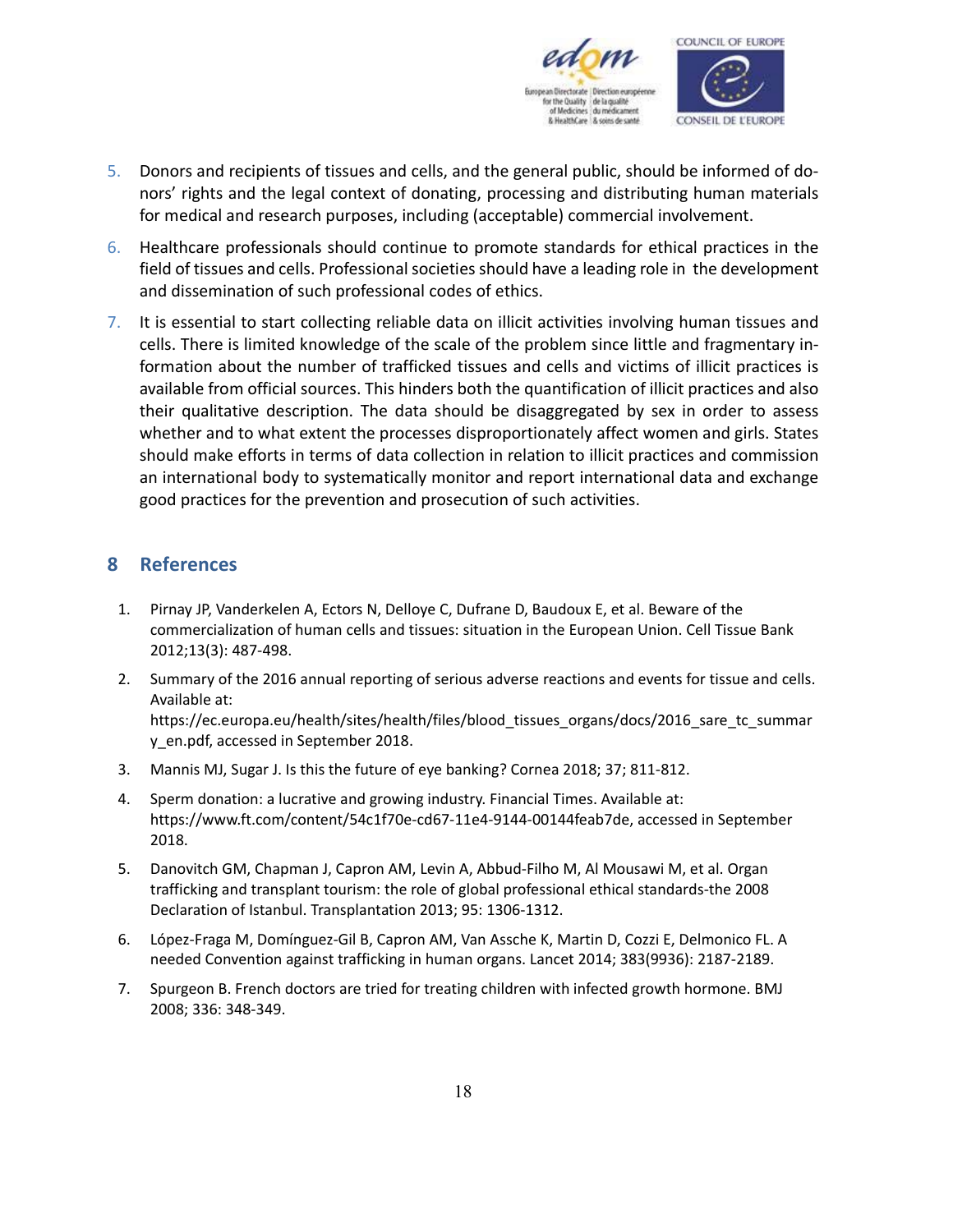5. Donors and recipients of tissues and cells, and the general public, should be informed of donors' rights and the legal context of donating, processing and distributing human materials for medical and research purposes, including (acceptable) commercial involvement.
6. Healthcare professionals should continue to promote standards for ethical practices in the field of tissues and cells. Professional societies should have a leading role in the development and dissemination of such professional codes of ethics.
7. It is essential to start collecting reliable data on illicit activities involving human tissues and cells. There is limited knowledge of the scale of the problem since little and fragmentary information about the number of trafficked tissues and cells and victims of illicit practices is available from official sources. This hinders both the quantification of illicit practices and also their qualitative description. The data should be disaggregated by sex in order to assess whether and to what extent the processes disproportionately affect women and girls. States should make efforts in terms of data collection in relation to illicit practices and commission an international body to systematically monitor and report international data and exchange good practices for the prevention and prosecution of such activities.

## 8 References

1. Pirnay JP, Vanderkelen A, Ectors N, Delloye C, Dufrane D, Baudoux E, et al. Beware of the commercialization of human cells and tissues: situation in the European Union. Cell Tissue Bank 2012;13(3): 487-498.
2. Summary of the 2016 annual reporting of serious adverse reactions and events for tissue and cells. Available at: https://ec.europa.eu/health/sites/health/files/blood_tissues_organs/docs/2016_sare_tc_summary_en.pdf, accessed in September 2018.
3. Mannis MJ, Sugar J. Is this the future of eye banking? Cornea 2018; 37; 811-812.
4. Sperm donation: a lucrative and growing industry. Financial Times. Available at: https://www.ft.com/content/54c1f70e-cd67-11e4-9144-00144feab7de, accessed in September 2018.
5. Danovitch GM, Chapman J, Capron AM, Levin A, Abbud-Filho M, Al Mousawi M, et al. Organ trafficking and transplant tourism: the role of global professional ethical standards-the 2008 Declaration of Istanbul. Transplantation 2013; 95: 1306-1312.
6. López-Fraga M, Domínguez-Gil B, Capron AM, Van Assche K, Martin D, Cozzi E, Delmonico FL. A needed Convention against trafficking in human organs. Lancet 2014; 383(9936): 2187-2189.
7. Spurgeon B. French doctors are tried for treating children with infected growth hormone. BMJ 2008; 336: 348-349.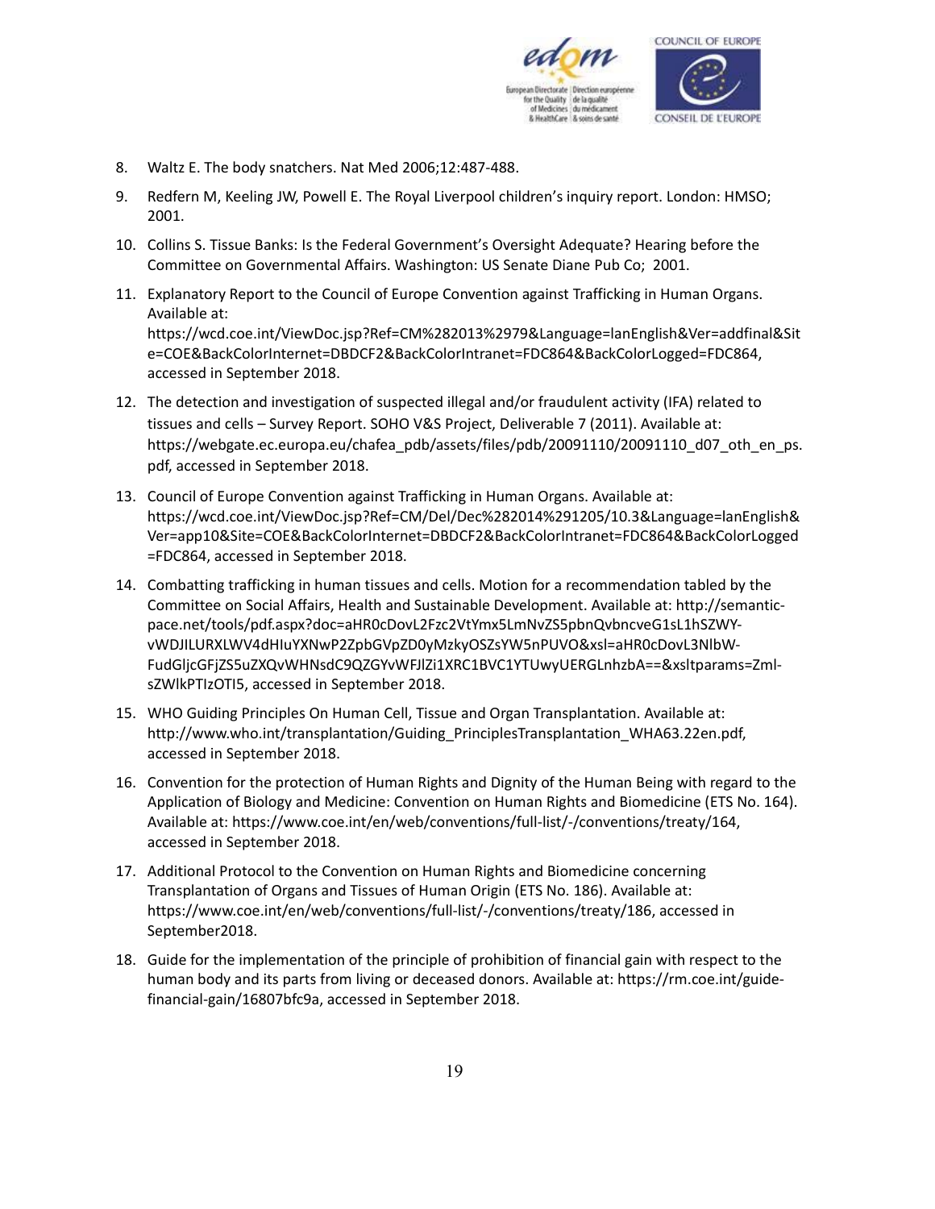8. Waltz E. The body snatchers. Nat Med 2006;12:487-488.
9. Redfern M, Keeling JW, Powell E. The Royal Liverpool children's inquiry report. London: HMSO; 2001.
10. Collins S. Tissue Banks: Is the Federal Government's Oversight Adequate? Hearing before the Committee on Governmental Affairs. Washington: US Senate Diane Pub Co; 2001.
11. Explanatory Report to the Council of Europe Convention against Trafficking in Human Organs. Available at: https://wcd.coe.int/ViewDoc.jsp?Ref=CM%282013%2979&Language=lanEnglish&Ver=addfinal&Site=COE&BackColorInternet=DBDCF2&BackColorIntranet=FDC864&BackColorLogged=FDC864, accessed in September 2018.
12. The detection and investigation of suspected illegal and/or fraudulent activity (IFA) related to tissues and cells – Survey Report. SOHO V&S Project, Deliverable 7 (2011). Available at: https://webgate.ec.europa.eu/chafea_pdb/assets/files/pdb/20091110/20091110_d07_oth_en_ps.pdf, accessed in September 2018.
13. Council of Europe Convention against Trafficking in Human Organs. Available at: https://wcd.coe.int/ViewDoc.jsp?Ref=CM/Del/Dec%282014%291205/10.3&Language=lanEnglish&Ver=app10&Site=COE&BackColorInternet=DBDCF2&BackColorIntranet=FDC864&BackColorLogged=FDC864, accessed in September 2018.
14. Combatting trafficking in human tissues and cells. Motion for a recommendation tabled by the Committee on Social Affairs, Health and Sustainable Development. Available at: http://semantic-pace.net/tools/pdf.aspx?doc=aHR0cDovL2Fzc2VtYmx5LmNvZS5pbnQvbncveG1sL1hSZWY-vWDJILURXLWV4dHIuYXNwP2ZpbGVpZD0yMzkyOSZsYW5nPUVO&xsl=aHR0cDovL3NlbW-FudGljcGFjZS5uZXQvWHNsdC9QZGYvWFJlZi1XRC1BVC1YTUwyUERGLnhzbA==&xsltparams=ZmlsZWlkPTIzOTI5, accessed in September 2018.
15. WHO Guiding Principles On Human Cell, Tissue and Organ Transplantation. Available at: http://www.who.int/transplantation/Guiding_PrinciplesTransplantation_WHA63.22en.pdf, accessed in September 2018.
16. Convention for the protection of Human Rights and Dignity of the Human Being with regard to the Application of Biology and Medicine: Convention on Human Rights and Biomedicine (ETS No. 164). Available at: https://www.coe.int/en/web/conventions/full-list/-/conventions/treaty/164, accessed in September 2018.
17. Additional Protocol to the Convention on Human Rights and Biomedicine concerning Transplantation of Organs and Tissues of Human Origin (ETS No. 186). Available at: https://www.coe.int/en/web/conventions/full-list/-/conventions/treaty/186, accessed in September2018.
18. Guide for the implementation of the principle of prohibition of financial gain with respect to the human body and its parts from living or deceased donors. Available at: https://rm.coe.int/guide-financial-gain/16807bfc9a, accessed in September 2018.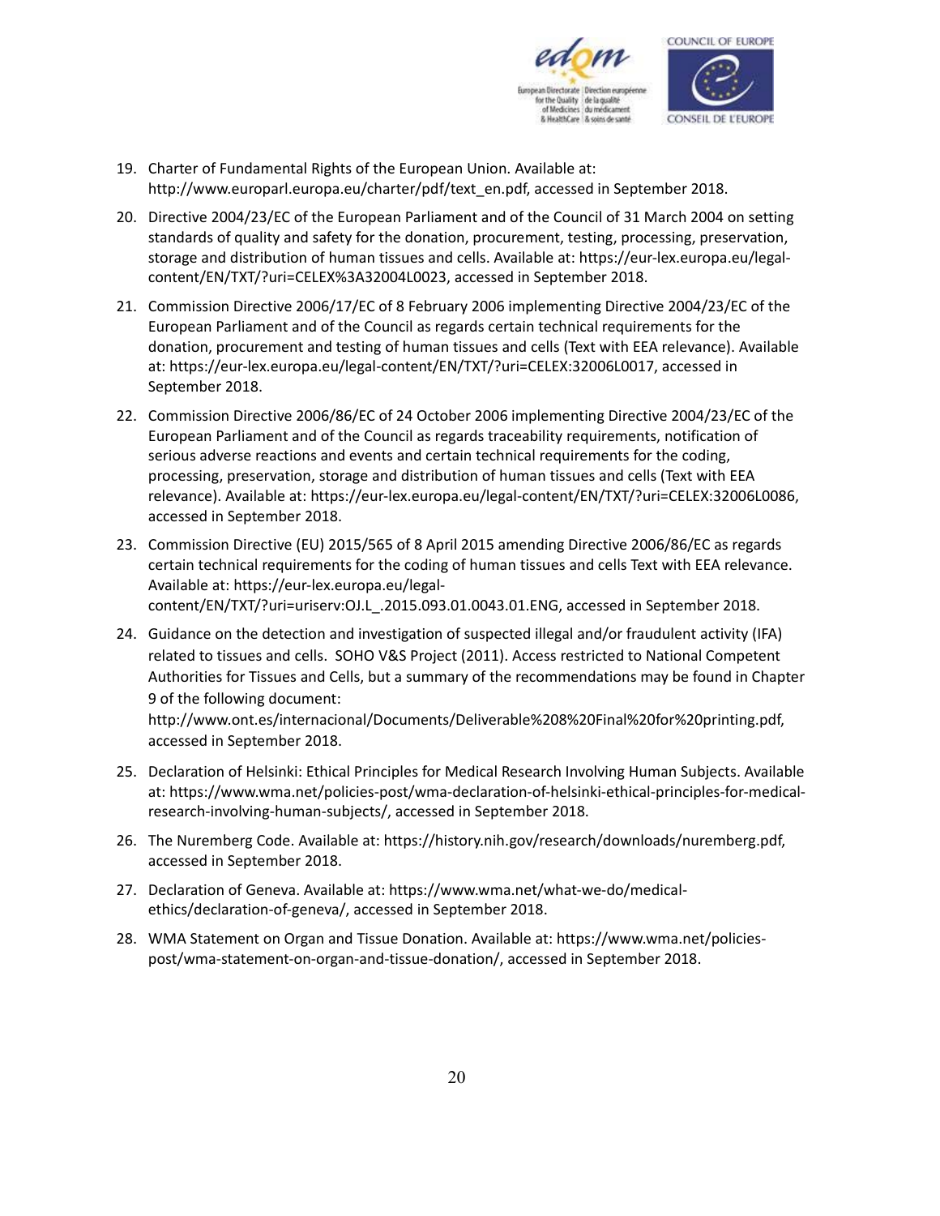19. Charter of Fundamental Rights of the European Union. Available at: http://www.europarl.europa.eu/charter/pdf/text_en.pdf, accessed in September 2018.
20. Directive 2004/23/EC of the European Parliament and of the Council of 31 March 2004 on setting standards of quality and safety for the donation, procurement, testing, processing, preservation, storage and distribution of human tissues and cells. Available at: https://eur-lex.europa.eu/legal-content/EN/TXT/?uri=CELEX%3A32004L0023, accessed in September 2018.
21. Commission Directive 2006/17/EC of 8 February 2006 implementing Directive 2004/23/EC of the European Parliament and of the Council as regards certain technical requirements for the donation, procurement and testing of human tissues and cells (Text with EEA relevance). Available at: https://eur-lex.europa.eu/legal-content/EN/TXT/?uri=CELEX:32006L0017, accessed in September 2018.
22. Commission Directive 2006/86/EC of 24 October 2006 implementing Directive 2004/23/EC of the European Parliament and of the Council as regards traceability requirements, notification of serious adverse reactions and events and certain technical requirements for the coding, processing, preservation, storage and distribution of human tissues and cells (Text with EEA relevance). Available at: https://eur-lex.europa.eu/legal-content/EN/TXT/?uri=CELEX:32006L0086, accessed in September 2018.
23. Commission Directive (EU) 2015/565 of 8 April 2015 amending Directive 2006/86/EC as regards certain technical requirements for the coding of human tissues and cells Text with EEA relevance. Available at: https://eur-lex.europa.eu/legal-content/EN/TXT/?uri=uriserv:OJ.L_.2015.093.01.0043.01.ENG, accessed in September 2018.
24. Guidance on the detection and investigation of suspected illegal and/or fraudulent activity (IFA) related to tissues and cells. SOHO V&S Project (2011). Access restricted to National Competent Authorities for Tissues and Cells, but a summary of the recommendations may be found in Chapter 9 of the following document: http://www.ont.es/internacional/Documents/Deliverable%208%20Final%20for%20printing.pdf, accessed in September 2018.
25. Declaration of Helsinki: Ethical Principles for Medical Research Involving Human Subjects. Available at: https://www.wma.net/policies-post/wma-declaration-of-helsinki-ethical-principles-for-medical-research-involving-human-subjects/, accessed in September 2018.
26. The Nuremberg Code. Available at: https://history.nih.gov/research/downloads/nuremberg.pdf, accessed in September 2018.
27. Declaration of Geneva. Available at: https://www.wma.net/what-we-do/medical-ethics/declaration-of-geneva/, accessed in September 2018.
28. WMA Statement on Organ and Tissue Donation. Available at: https://www.wma.net/policies-post/wma-statement-on-organ-and-tissue-donation/, accessed in September 2018.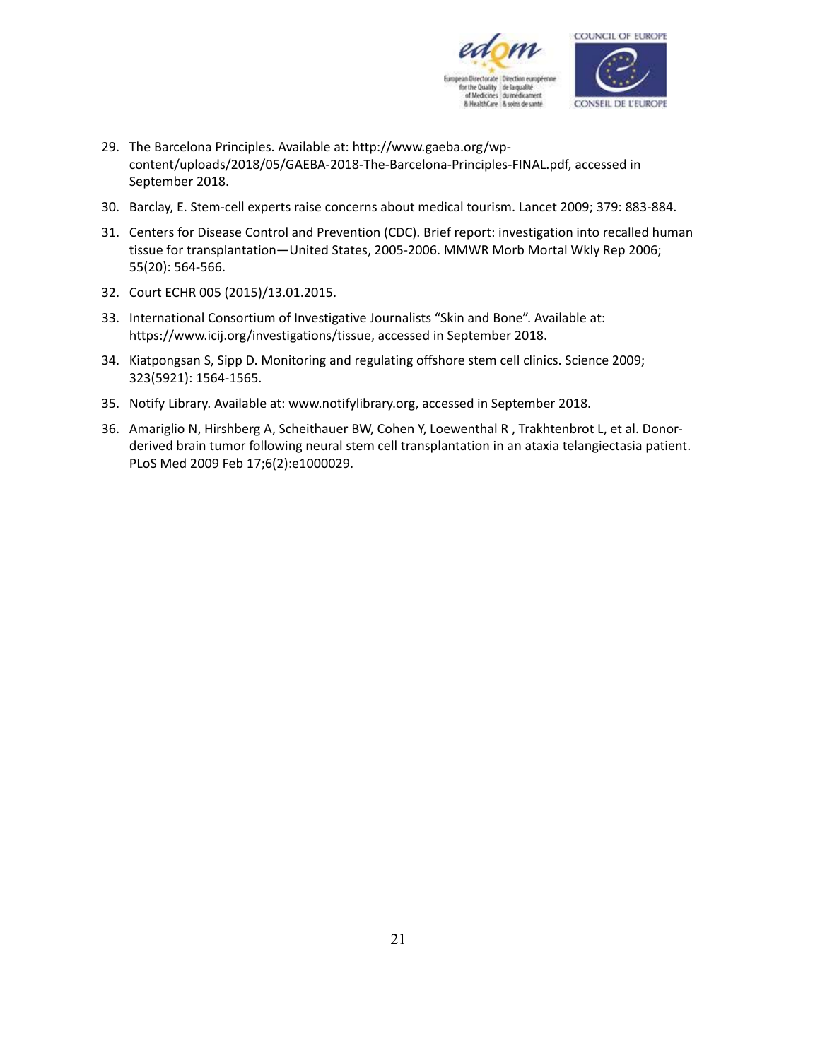29. The Barcelona Principles. Available at: http://www.gaeba.org/wp-content/uploads/2018/05/GAEBA-2018-The-Barcelona-Principles-FINAL.pdf, accessed in September 2018.
30. Barclay, E. Stem-cell experts raise concerns about medical tourism. Lancet 2009; 379: 883-884.
31. Centers for Disease Control and Prevention (CDC). Brief report: investigation into recalled human tissue for transplantation—United States, 2005-2006. MMWR Morb Mortal Wkly Rep 2006; 55(20): 564-566.
32. Court ECHR 005 (2015)/13.01.2015.
33. International Consortium of Investigative Journalists "Skin and Bone". Available at: https://www.icij.org/investigations/tissue, accessed in September 2018.
34. Kiatpongsan S, Sipp D. Monitoring and regulating offshore stem cell clinics. Science 2009; 323(5921): 1564-1565.
35. Notify Library. Available at: www.notifylibrary.org, accessed in September 2018.
36. Amariglio N, Hirshberg A, Scheithauer BW, Cohen Y, Loewenthal R , Trakhtenbrot L, et al. Donor-derived brain tumor following neural stem cell transplantation in an ataxia telangiectasia patient. PLoS Med 2009 Feb 17;6(2):e1000029.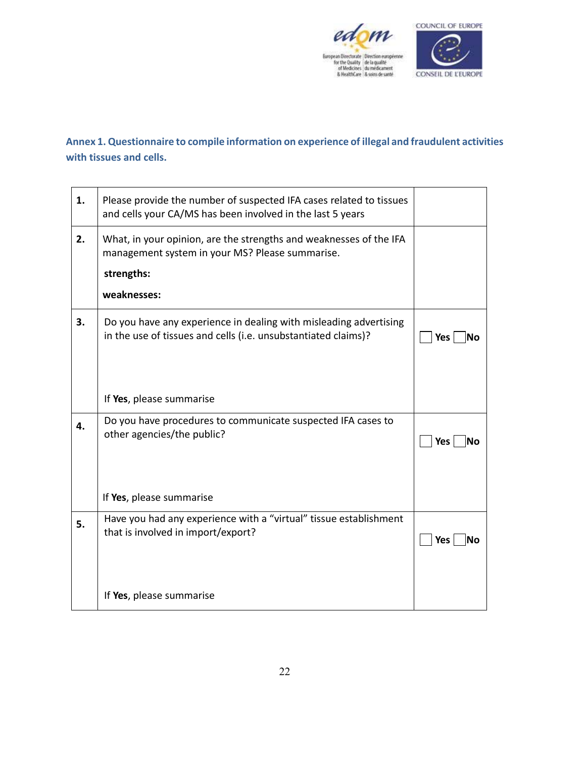**Annex 1. Questionnaire to compile information on experience of illegal and fraudulent activities with tissues and cells.**

| | | |
|---|---|---|
| **1.** | Please provide the number of suspected IFA cases related to tissues and cells your CA/MS has been involved in the last 5 years | |
| **2.** | What, in your opinion, are the strengths and weaknesses of the IFA management system in your MS? Please summarise.<br><br>**strengths:**<br><br>**weaknesses:** | |
| **3.** | Do you have any experience in dealing with misleading advertising in the use of tissues and cells (i.e. unsubstantiated claims)?<br><br>If **Yes**, please summarise | ☐ **Yes** ☐ **No** |
| **4.** | Do you have procedures to communicate suspected IFA cases to other agencies/the public?<br><br>If **Yes**, please summarise | ☐ **Yes** ☐ **No** |
| **5.** | Have you had any experience with a “virtual” tissue establishment that is involved in import/export?<br><br>If **Yes**, please summarise | ☐ **Yes** ☐ **No** |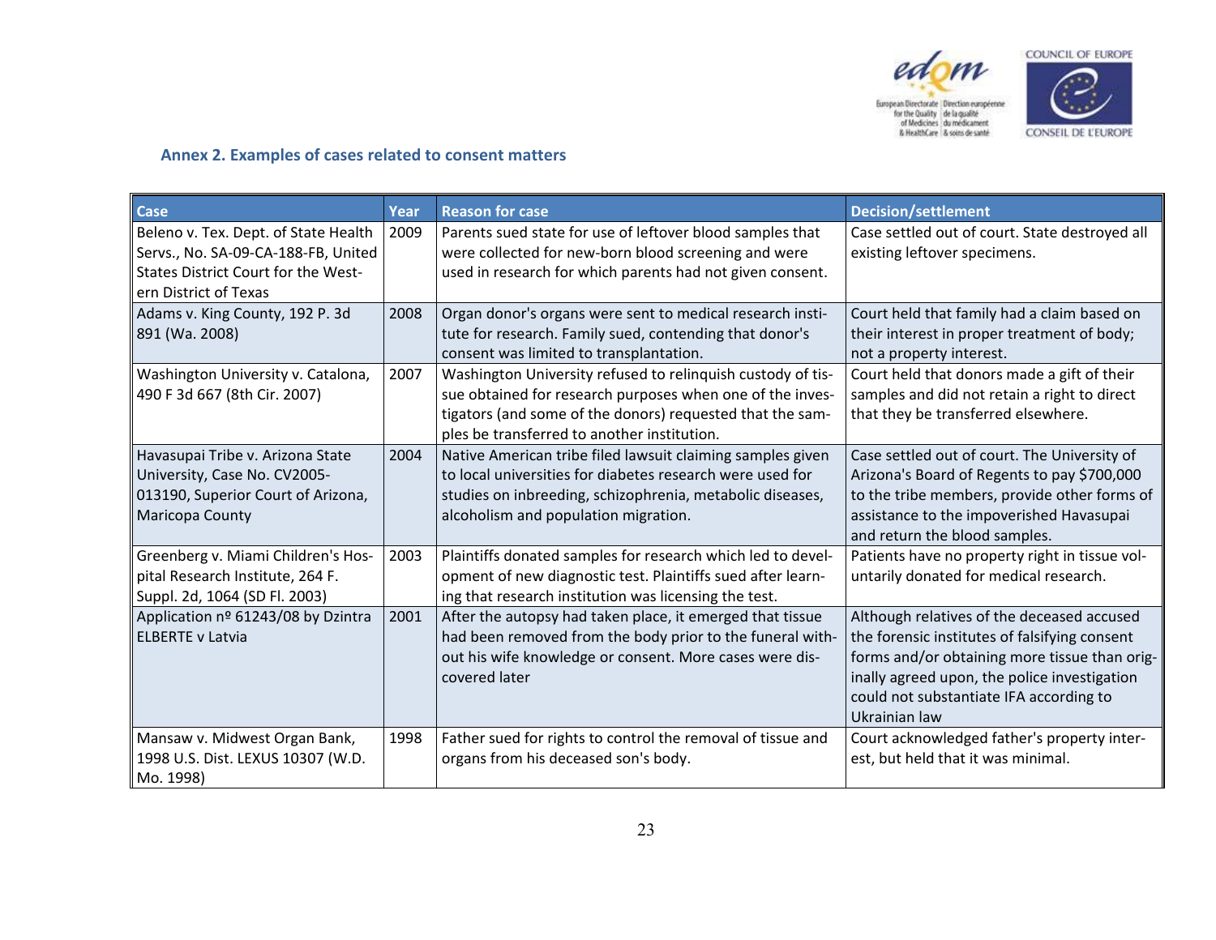## Annex 2. Examples of cases related to consent matters

| Case | Year | Reason for case | Decision/settlement |
|---|---|---|---|
| Beleno v. Tex. Dept. of State Health Servs., No. SA-09-CA-188-FB, United States District Court for the Western District of Texas | 2009 | Parents sued state for use of leftover blood samples that were collected for new-born blood screening and were used in research for which parents had not given consent. | Case settled out of court. State destroyed all existing leftover specimens. |
| Adams v. King County, 192 P. 3d 891 (Wa. 2008) | 2008 | Organ donor's organs were sent to medical research institute for research. Family sued, contending that donor's consent was limited to transplantation. | Court held that family had a claim based on their interest in proper treatment of body; not a property interest. |
| Washington University v. Catalona, 490 F 3d 667 (8th Cir. 2007) | 2007 | Washington University refused to relinquish custody of tissue obtained for research purposes when one of the investigators (and some of the donors) requested that the samples be transferred to another institution. | Court held that donors made a gift of their samples and did not retain a right to direct that they be transferred elsewhere. |
| Havasupai Tribe v. Arizona State University, Case No. CV2005-013190, Superior Court of Arizona, Maricopa County | 2004 | Native American tribe filed lawsuit claiming samples given to local universities for diabetes research were used for studies on inbreeding, schizophrenia, metabolic diseases, alcoholism and population migration. | Case settled out of court. The University of Arizona's Board of Regents to pay $700,000 to the tribe members, provide other forms of assistance to the impoverished Havasupai and return the blood samples. |
| Greenberg v. Miami Children's Hospital Research Institute, 264 F. Suppl. 2d, 1064 (SD Fl. 2003) | 2003 | Plaintiffs donated samples for research which led to development of new diagnostic test. Plaintiffs sued after learning that research institution was licensing the test. | Patients have no property right in tissue voluntarily donated for medical research. |
| Application nº 61243/08 by Dzintra ELBERTE v Latvia | 2001 | After the autopsy had taken place, it emerged that tissue had been removed from the body prior to the funeral without his wife knowledge or consent. More cases were discovered later | Although relatives of the deceased accused the forensic institutes of falsifying consent forms and/or obtaining more tissue than originally agreed upon, the police investigation could not substantiate IFA according to Ukrainian law |
| Mansaw v. Midwest Organ Bank, 1998 U.S. Dist. LEXUS 10307 (W.D. Mo. 1998) | 1998 | Father sued for rights to control the removal of tissue and organs from his deceased son's body. | Court acknowledged father's property interest, but held that it was minimal. |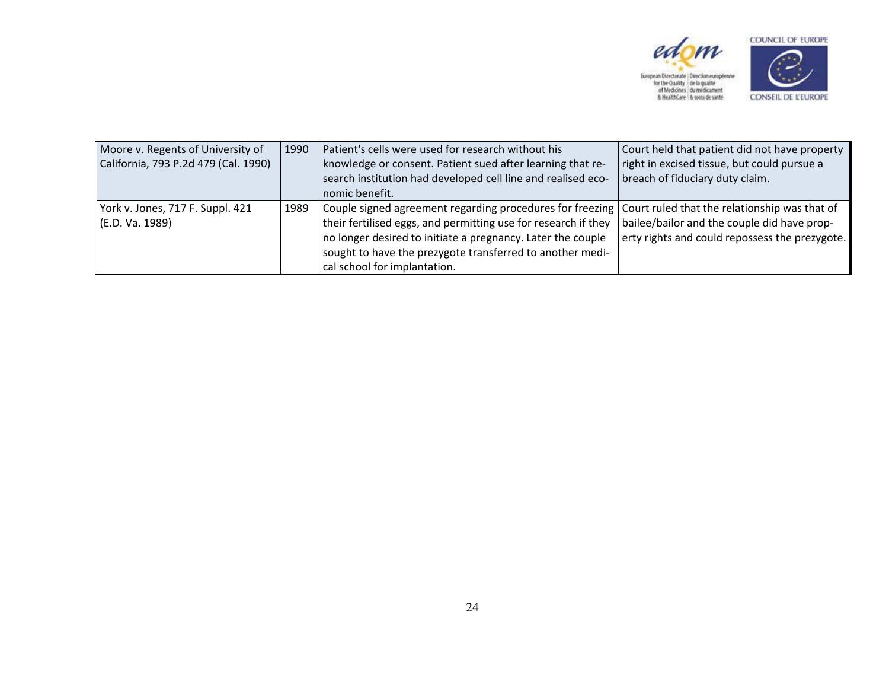| | | | |
|---|---|---|---|
| Moore v. Regents of University of California, 793 P.2d 479 (Cal. 1990) | 1990 | Patient's cells were used for research without his knowledge or consent. Patient sued after learning that research institution had developed cell line and realised economic benefit. | Court held that patient did not have property right in excised tissue, but could pursue a breach of fiduciary duty claim. |
| York v. Jones, 717 F. Suppl. 421 (E.D. Va. 1989) | 1989 | Couple signed agreement regarding procedures for freezing their fertilised eggs, and permitting use for research if they no longer desired to initiate a pregnancy. Later the couple sought to have the prezygote transferred to another medical school for implantation. | Court ruled that the relationship was that of bailee/bailor and the couple did have property rights and could repossess the prezygote. |